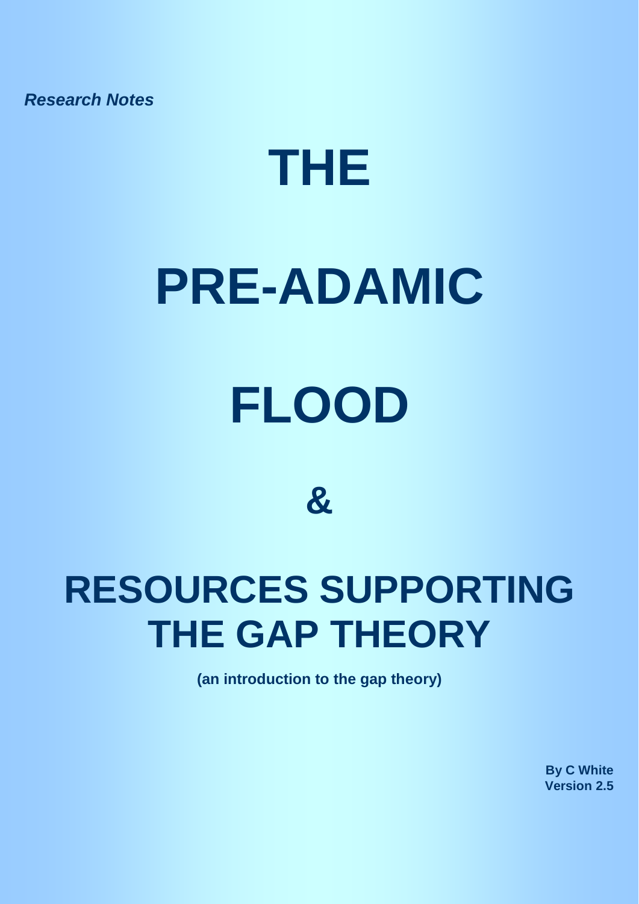*Research Notes*

# THE

# PRE-ADAMIC

# FLOOD

# &

# RESOURCES SUPPORTING THE GAP THEORY

**(an introduction to the gap theory)**

**By C White**
**Version 2.5**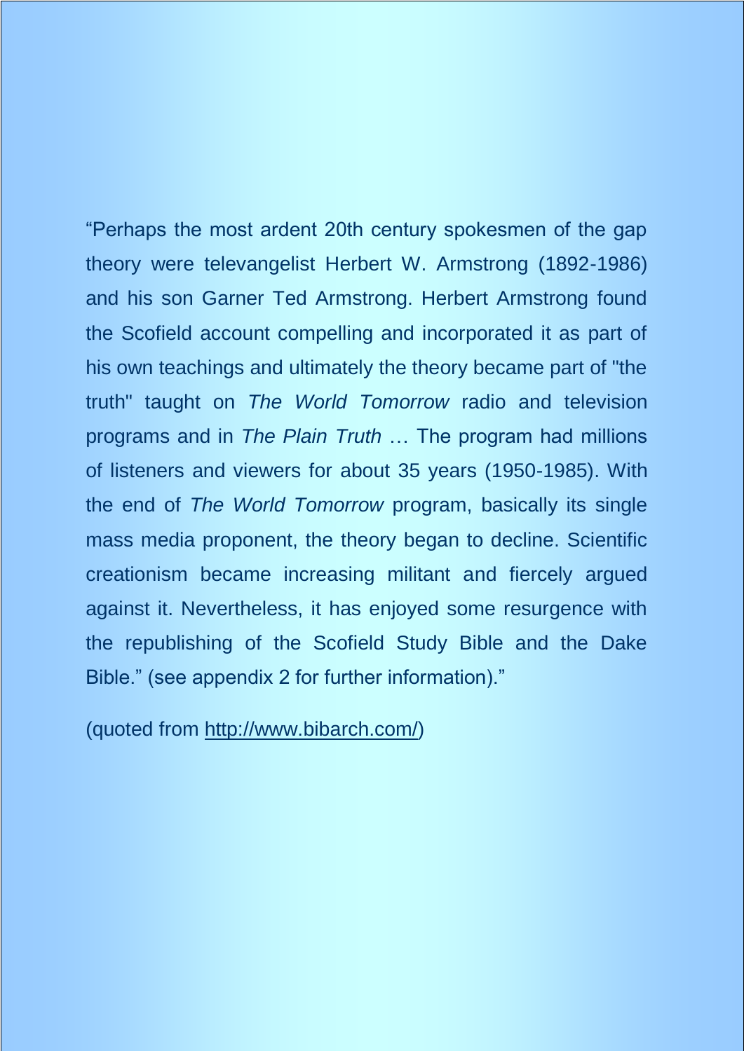“Perhaps the most ardent 20th century spokesmen of the gap theory were televangelist Herbert W. Armstrong (1892-1986) and his son Garner Ted Armstrong. Herbert Armstrong found the Scofield account compelling and incorporated it as part of his own teachings and ultimately the theory became part of "the truth" taught on *The World Tomorrow* radio and television programs and in *The Plain Truth* … The program had millions of listeners and viewers for about 35 years (1950-1985). With the end of *The World Tomorrow* program, basically its single mass media proponent, the theory began to decline. Scientific creationism became increasing militant and fiercely argued against it. Nevertheless, it has enjoyed some resurgence with the republishing of the Scofield Study Bible and the Dake Bible.” (see appendix 2 for further information).”

(quoted from http://www.bibarch.com/)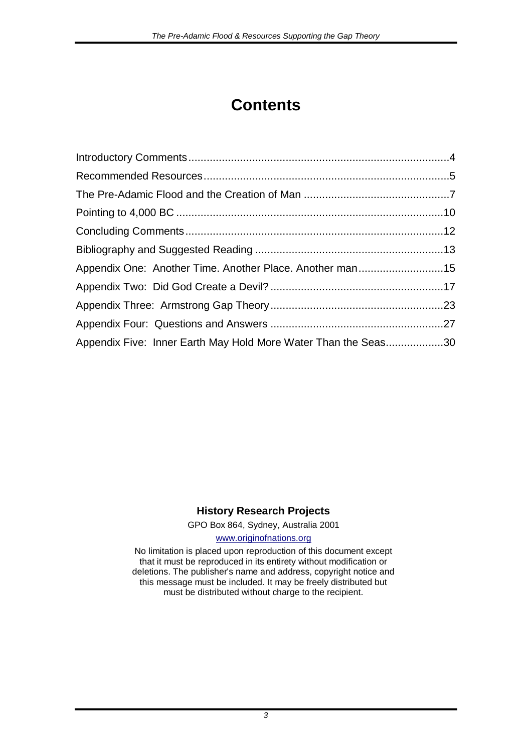# Contents

Introductory Comments....................................................................................4

Recommended Resources...............................................................................5

The Pre-Adamic Flood and the Creation of Man ...............................................7

Pointing to 4,000 BC .......................................................................................10

Concluding Comments....................................................................................12

Bibliography and Suggested Reading .............................................................13

Appendix One: Another Time. Another Place. Another man............................15

Appendix Two: Did God Create a Devil? .........................................................17

Appendix Three: Armstrong Gap Theory.........................................................23

Appendix Four: Questions and Answers .........................................................27

Appendix Five: Inner Earth May Hold More Water Than the Seas...................30

**History Research Projects**

GPO Box 864, Sydney, Australia 2001

www.originofnations.org

No limitation is placed upon reproduction of this document except that it must be reproduced in its entirety without modification or deletions. The publisher's name and address, copyright notice and this message must be included. It may be freely distributed but must be distributed without charge to the recipient.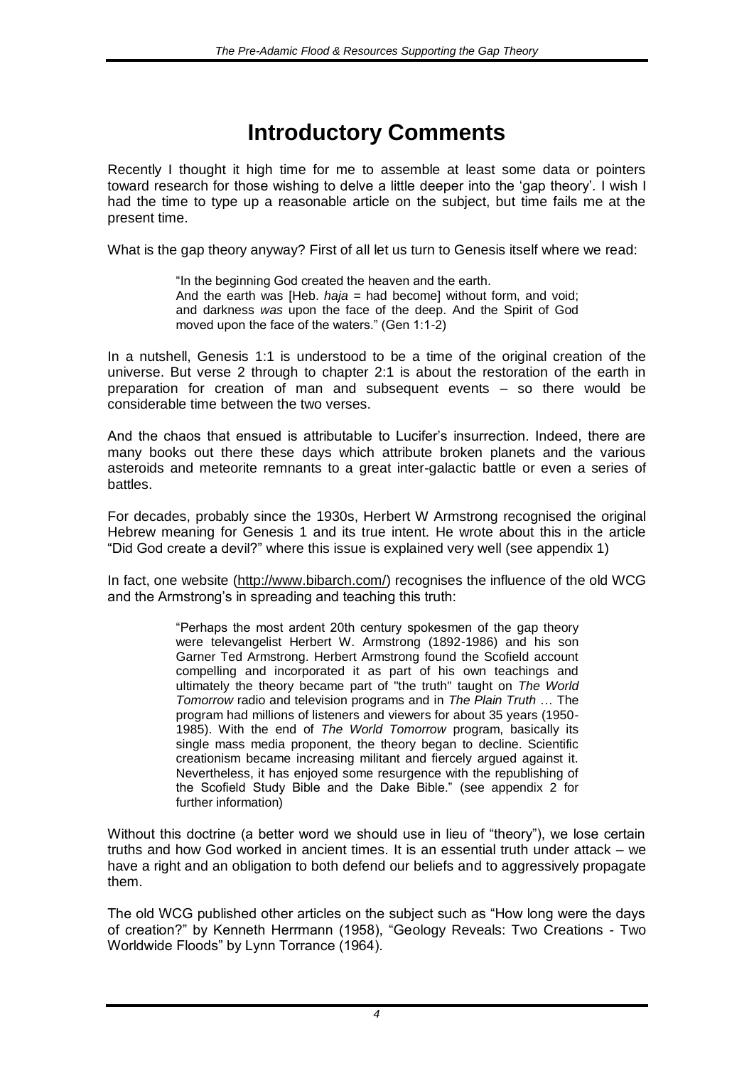# Introductory Comments

Recently I thought it high time for me to assemble at least some data or pointers toward research for those wishing to delve a little deeper into the 'gap theory'. I wish I had the time to type up a reasonable article on the subject, but time fails me at the present time.

What is the gap theory anyway? First of all let us turn to Genesis itself where we read:

> "In the beginning God created the heaven and the earth.
> And the earth was [Heb. *haja* = had become] without form, and void; and darkness *was* upon the face of the deep. And the Spirit of God moved upon the face of the waters." (Gen 1:1-2)

In a nutshell, Genesis 1:1 is understood to be a time of the original creation of the universe. But verse 2 through to chapter 2:1 is about the restoration of the earth in preparation for creation of man and subsequent events – so there would be considerable time between the two verses.

And the chaos that ensued is attributable to Lucifer's insurrection. Indeed, there are many books out there these days which attribute broken planets and the various asteroids and meteorite remnants to a great inter-galactic battle or even a series of battles.

For decades, probably since the 1930s, Herbert W Armstrong recognised the original Hebrew meaning for Genesis 1 and its true intent. He wrote about this in the article "Did God create a devil?" where this issue is explained very well (see appendix 1)

In fact, one website (http://www.bibarch.com/) recognises the influence of the old WCG and the Armstrong's in spreading and teaching this truth:

> "Perhaps the most ardent 20th century spokesmen of the gap theory were televangelist Herbert W. Armstrong (1892-1986) and his son Garner Ted Armstrong. Herbert Armstrong found the Scofield account compelling and incorporated it as part of his own teachings and ultimately the theory became part of "the truth" taught on *The World Tomorrow* radio and television programs and in *The Plain Truth* … The program had millions of listeners and viewers for about 35 years (1950-1985). With the end of *The World Tomorrow* program, basically its single mass media proponent, the theory began to decline. Scientific creationism became increasing militant and fiercely argued against it. Nevertheless, it has enjoyed some resurgence with the republishing of the Scofield Study Bible and the Dake Bible." (see appendix 2 for further information)

Without this doctrine (a better word we should use in lieu of "theory"), we lose certain truths and how God worked in ancient times. It is an essential truth under attack – we have a right and an obligation to both defend our beliefs and to aggressively propagate them.

The old WCG published other articles on the subject such as "How long were the days of creation?" by Kenneth Herrmann (1958), "Geology Reveals: Two Creations - Two Worldwide Floods" by Lynn Torrance (1964).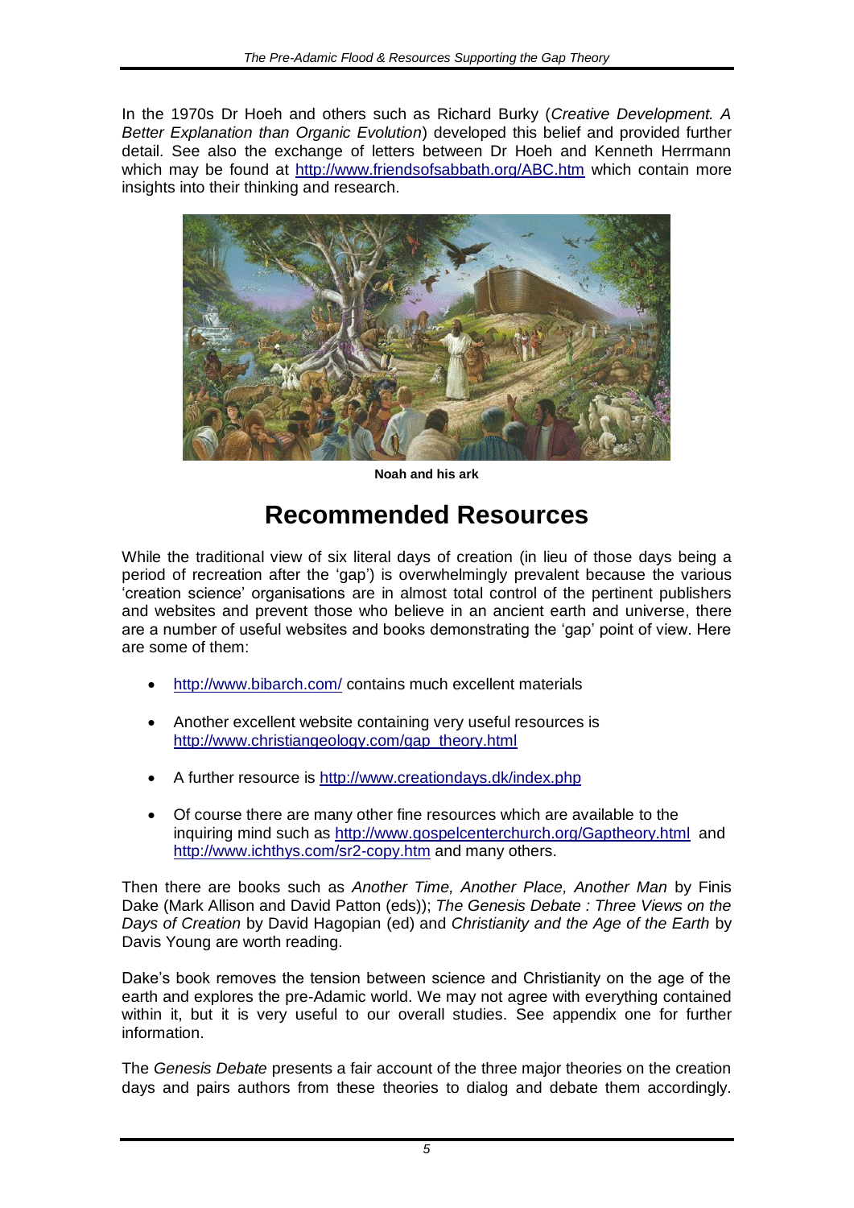In the 1970s Dr Hoeh and others such as Richard Burky (*Creative Development. A Better Explanation than Organic Evolution*) developed this belief and provided further detail. See also the exchange of letters between Dr Hoeh and Kenneth Herrmann which may be found at http://www.friendsofsabbath.org/ABC.htm which contain more insights into their thinking and research.

**Noah and his ark**

# Recommended Resources

While the traditional view of six literal days of creation (in lieu of those days being a period of recreation after the 'gap') is overwhelmingly prevalent because the various 'creation science' organisations are in almost total control of the pertinent publishers and websites and prevent those who believe in an ancient earth and universe, there are a number of useful websites and books demonstrating the 'gap' point of view. Here are some of them:

- http://www.bibarch.com/ contains much excellent materials
- Another excellent website containing very useful resources is http://www.christiangeology.com/gap_theory.html
- A further resource is http://www.creationdays.dk/index.php
- Of course there are many other fine resources which are available to the inquiring mind such as http://www.gospelcenterchurch.org/Gaptheory.html and http://www.ichthys.com/sr2-copy.htm and many others.

Then there are books such as *Another Time, Another Place, Another Man* by Finis Dake (Mark Allison and David Patton (eds)); *The Genesis Debate : Three Views on the Days of Creation* by David Hagopian (ed) and *Christianity and the Age of the Earth* by Davis Young are worth reading.

Dake's book removes the tension between science and Christianity on the age of the earth and explores the pre-Adamic world. We may not agree with everything contained within it, but it is very useful to our overall studies. See appendix one for further information.

The *Genesis Debate* presents a fair account of the three major theories on the creation days and pairs authors from these theories to dialog and debate them accordingly.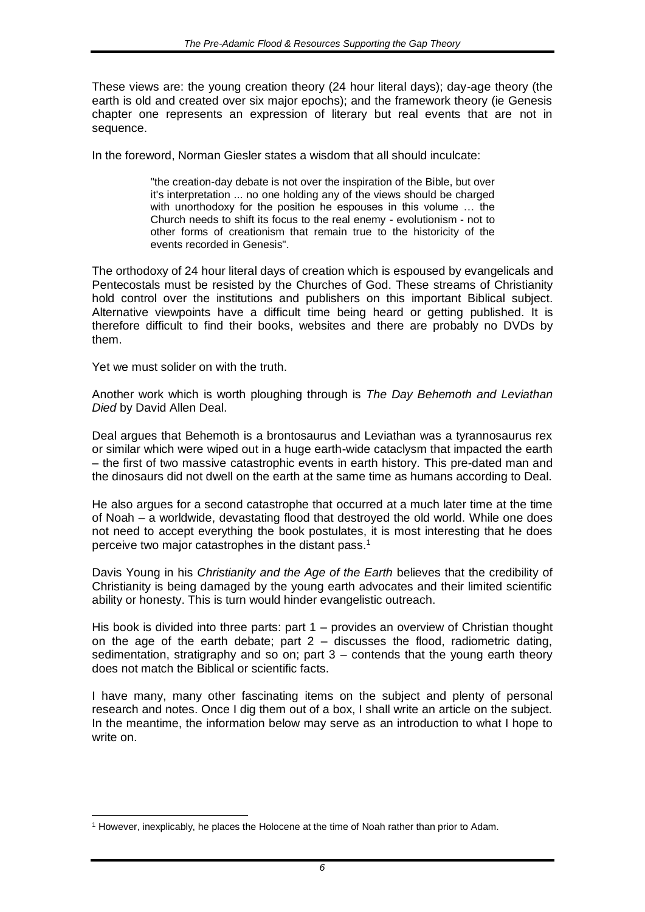These views are: the young creation theory (24 hour literal days); day-age theory (the earth is old and created over six major epochs); and the framework theory (ie Genesis chapter one represents an expression of literary but real events that are not in sequence.

In the foreword, Norman Giesler states a wisdom that all should inculcate:

> "the creation-day debate is not over the inspiration of the Bible, but over it's interpretation ... no one holding any of the views should be charged with unorthodoxy for the position he espouses in this volume … the Church needs to shift its focus to the real enemy - evolutionism - not to other forms of creationism that remain true to the historicity of the events recorded in Genesis".

The orthodoxy of 24 hour literal days of creation which is espoused by evangelicals and Pentecostals must be resisted by the Churches of God. These streams of Christianity hold control over the institutions and publishers on this important Biblical subject. Alternative viewpoints have a difficult time being heard or getting published. It is therefore difficult to find their books, websites and there are probably no DVDs by them.

Yet we must solider on with the truth.

Another work which is worth ploughing through is *The Day Behemoth and Leviathan Died* by David Allen Deal.

Deal argues that Behemoth is a brontosaurus and Leviathan was a tyrannosaurus rex or similar which were wiped out in a huge earth-wide cataclysm that impacted the earth – the first of two massive catastrophic events in earth history. This pre-dated man and the dinosaurs did not dwell on the earth at the same time as humans according to Deal.

He also argues for a second catastrophe that occurred at a much later time at the time of Noah – a worldwide, devastating flood that destroyed the old world. While one does not need to accept everything the book postulates, it is most interesting that he does perceive two major catastrophes in the distant pass.[1]

Davis Young in his *Christianity and the Age of the Earth* believes that the credibility of Christianity is being damaged by the young earth advocates and their limited scientific ability or honesty. This is turn would hinder evangelistic outreach.

His book is divided into three parts: part 1 – provides an overview of Christian thought on the age of the earth debate; part 2 – discusses the flood, radiometric dating, sedimentation, stratigraphy and so on; part 3 – contends that the young earth theory does not match the Biblical or scientific facts.

I have many, many other fascinating items on the subject and plenty of personal research and notes. Once I dig them out of a box, I shall write an article on the subject. In the meantime, the information below may serve as an introduction to what I hope to write on.

---

[1] However, inexplicably, he places the Holocene at the time of Noah rather than prior to Adam.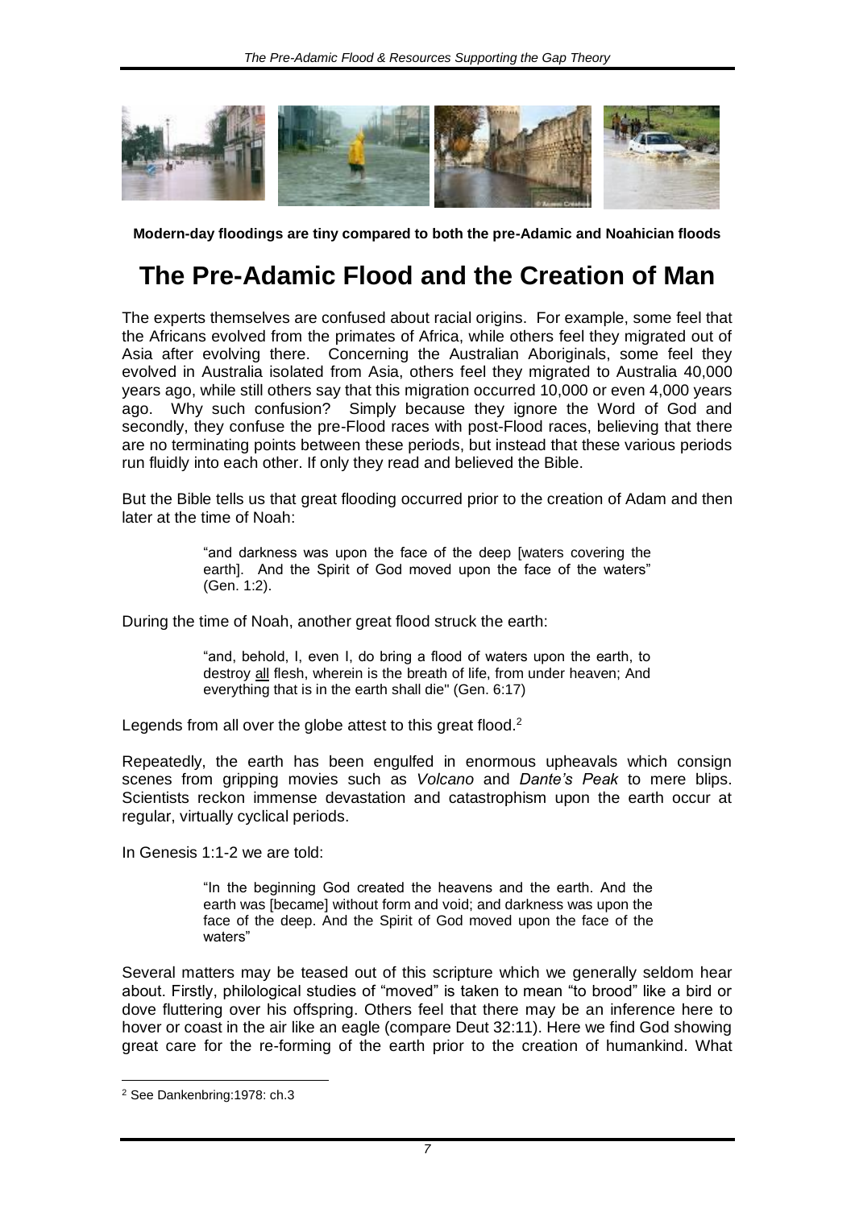**Modern-day floodings are tiny compared to both the pre-Adamic and Noahician floods**

# The Pre-Adamic Flood and the Creation of Man

The experts themselves are confused about racial origins. For example, some feel that the Africans evolved from the primates of Africa, while others feel they migrated out of Asia after evolving there. Concerning the Australian Aboriginals, some feel they evolved in Australia isolated from Asia, others feel they migrated to Australia 40,000 years ago, while still others say that this migration occurred 10,000 or even 4,000 years ago. Why such confusion? Simply because they ignore the Word of God and secondly, they confuse the pre-Flood races with post-Flood races, believing that there are no terminating points between these periods, but instead that these various periods run fluidly into each other. If only they read and believed the Bible.

But the Bible tells us that great flooding occurred prior to the creation of Adam and then later at the time of Noah:

> "and darkness was upon the face of the deep [waters covering the earth]. And the Spirit of God moved upon the face of the waters" (Gen. 1:2).

During the time of Noah, another great flood struck the earth:

> "and, behold, I, even I, do bring a flood of waters upon the earth, to destroy all flesh, wherein is the breath of life, from under heaven; And everything that is in the earth shall die" (Gen. 6:17)

Legends from all over the globe attest to this great flood.[2]

Repeatedly, the earth has been engulfed in enormous upheavals which consign scenes from gripping movies such as *Volcano* and *Dante's Peak* to mere blips. Scientists reckon immense devastation and catastrophism upon the earth occur at regular, virtually cyclical periods.

In Genesis 1:1-2 we are told:

> "In the beginning God created the heavens and the earth. And the earth was [became] without form and void; and darkness was upon the face of the deep. And the Spirit of God moved upon the face of the waters"

Several matters may be teased out of this scripture which we generally seldom hear about. Firstly, philological studies of "moved" is taken to mean "to brood" like a bird or dove fluttering over his offspring. Others feel that there may be an inference here to hover or coast in the air like an eagle (compare Deut 32:11). Here we find God showing great care for the re-forming of the earth prior to the creation of humankind. What

[2] See Dankenbring:1978: ch.3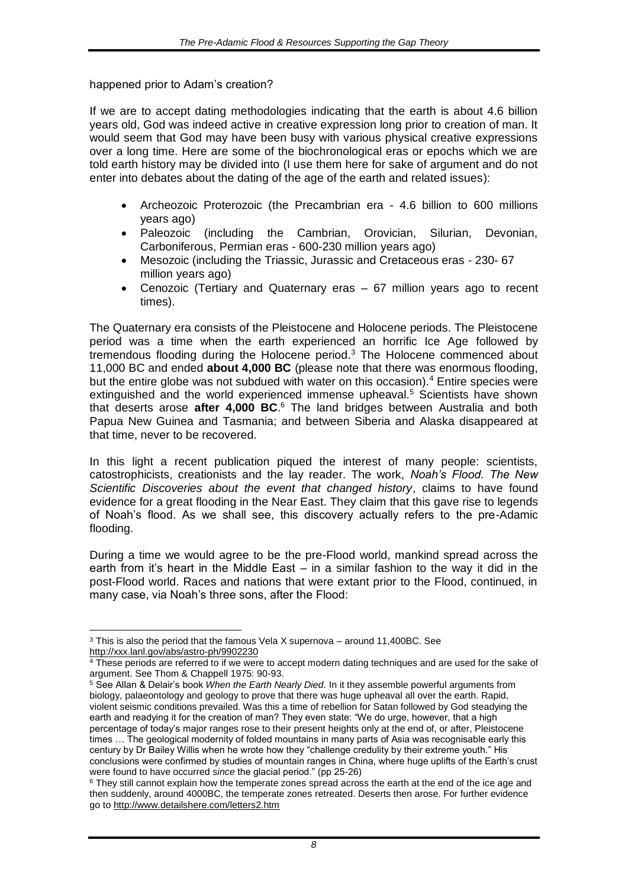happened prior to Adam's creation?

If we are to accept dating methodologies indicating that the earth is about 4.6 billion years old, God was indeed active in creative expression long prior to creation of man. It would seem that God may have been busy with various physical creative expressions over a long time. Here are some of the biochronological eras or epochs which we are told earth history may be divided into (I use them here for sake of argument and do not enter into debates about the dating of the age of the earth and related issues):

- Archeozoic Proterozoic (the Precambrian era - 4.6 billion to 600 millions years ago)
- Paleozoic (including the Cambrian, Orovician, Silurian, Devonian, Carboniferous, Permian eras - 600-230 million years ago)
- Mesozoic (including the Triassic, Jurassic and Cretaceous eras - 230- 67 million years ago)
- Cenozoic (Tertiary and Quaternary eras – 67 million years ago to recent times).

The Quaternary era consists of the Pleistocene and Holocene periods. The Pleistocene period was a time when the earth experienced an horrific Ice Age followed by tremendous flooding during the Holocene period.[3] The Holocene commenced about 11,000 BC and ended **about 4,000 BC** (please note that there was enormous flooding, but the entire globe was not subdued with water on this occasion).[4] Entire species were extinguished and the world experienced immense upheaval.[5] Scientists have shown that deserts arose **after 4,000 BC**.[6] The land bridges between Australia and both Papua New Guinea and Tasmania; and between Siberia and Alaska disappeared at that time, never to be recovered.

In this light a recent publication piqued the interest of many people: scientists, catostrophicists, creationists and the lay reader. The work, *Noah's Flood. The New Scientific Discoveries about the event that changed history*, claims to have found evidence for a great flooding in the Near East. They claim that this gave rise to legends of Noah's flood. As we shall see, this discovery actually refers to the pre-Adamic flooding.

During a time we would agree to be the pre-Flood world, mankind spread across the earth from it's heart in the Middle East – in a similar fashion to the way it did in the post-Flood world. Races and nations that were extant prior to the Flood, continued, in many case, via Noah's three sons, after the Flood:

---

[3] This is also the period that the famous Vela X supernova – around 11,400BC. See http://xxx.lanl.gov/abs/astro-ph/9902230

[4] These periods are referred to if we were to accept modern dating techniques and are used for the sake of argument. See Thom & Chappell 1975: 90-93.

[5] See Allan & Delair's book *When the Earth Nearly Died*. In it they assemble powerful arguments from biology, palaeontology and geology to prove that there was huge upheaval all over the earth. Rapid, violent seismic conditions prevailed. Was this a time of rebellion for Satan followed by God steadying the earth and readying it for the creation of man? They even state: "We do urge, however, that a high percentage of today's major ranges rose to their present heights only at the end of, or after, Pleistocene times … The geological modernity of folded mountains in many parts of Asia was recognisable early this century by Dr Bailey Willis when he wrote how they "challenge credulity by their extreme youth." His conclusions were confirmed by studies of mountain ranges in China, where huge uplifts of the Earth's crust were found to have occurred *since* the glacial period." (pp 25-26)

[6] They still cannot explain how the temperate zones spread across the earth at the end of the ice age and then suddenly, around 4000BC, the temperate zones retreated. Deserts then arose. For further evidence go to http://www.detailshere.com/letters2.htm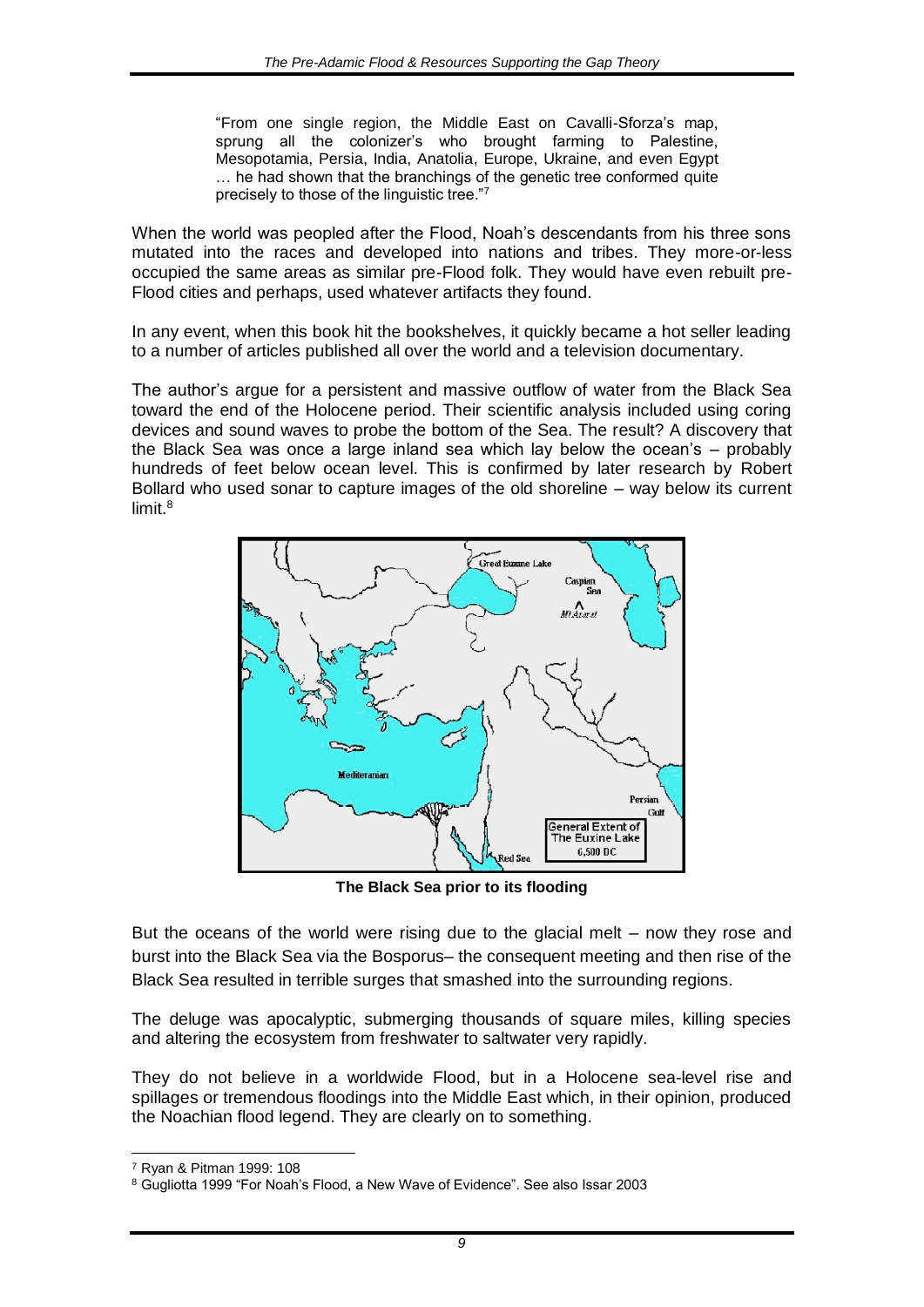> "From one single region, the Middle East on Cavalli-Sforza's map, sprung all the colonizer's who brought farming to Palestine, Mesopotamia, Persia, India, Anatolia, Europe, Ukraine, and even Egypt … he had shown that the branchings of the genetic tree conformed quite precisely to those of the linguistic tree."[7]

When the world was peopled after the Flood, Noah's descendants from his three sons mutated into the races and developed into nations and tribes. They more-or-less occupied the same areas as similar pre-Flood folk. They would have even rebuilt pre-Flood cities and perhaps, used whatever artifacts they found.

In any event, when this book hit the bookshelves, it quickly became a hot seller leading to a number of articles published all over the world and a television documentary.

The author's argue for a persistent and massive outflow of water from the Black Sea toward the end of the Holocene period. Their scientific analysis included using coring devices and sound waves to probe the bottom of the Sea. The result? A discovery that the Black Sea was once a large inland sea which lay below the ocean's – probably hundreds of feet below ocean level. This is confirmed by later research by Robert Bollard who used sonar to capture images of the old shoreline – way below its current limit.[8]

**The Black Sea prior to its flooding**

But the oceans of the world were rising due to the glacial melt – now they rose and burst into the Black Sea via the Bosporus– the consequent meeting and then rise of the Black Sea resulted in terrible surges that smashed into the surrounding regions.

The deluge was apocalyptic, submerging thousands of square miles, killing species and altering the ecosystem from freshwater to saltwater very rapidly.

They do not believe in a worldwide Flood, but in a Holocene sea-level rise and spillages or tremendous floodings into the Middle East which, in their opinion, produced the Noachian flood legend. They are clearly on to something.

---

[7] Ryan & Pitman 1999: 108

[8] Gugliotta 1999 "For Noah's Flood, a New Wave of Evidence". See also Issar 2003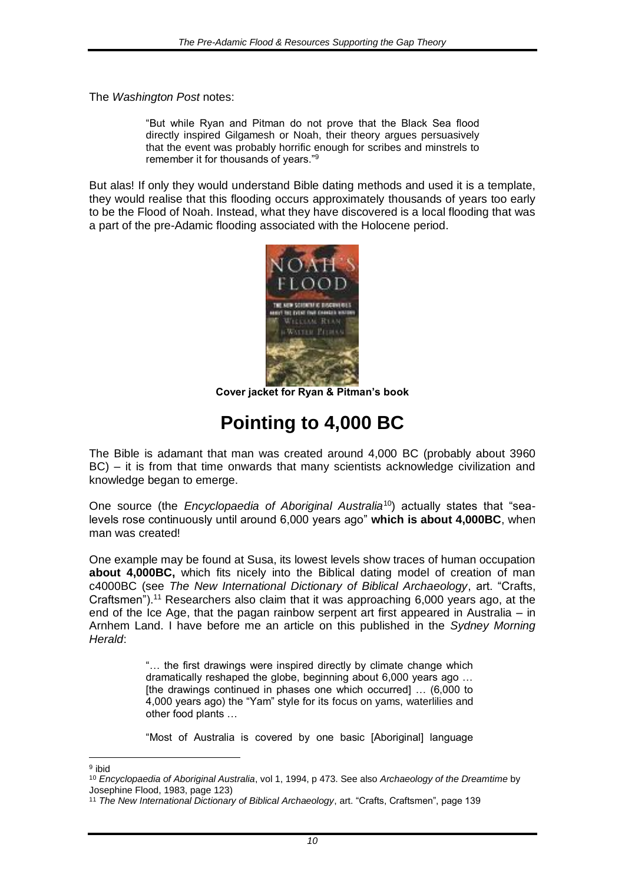The *Washington Post* notes:

> "But while Ryan and Pitman do not prove that the Black Sea flood directly inspired Gilgamesh or Noah, their theory argues persuasively that the event was probably horrific enough for scribes and minstrels to remember it for thousands of years."[9]

But alas! If only they would understand Bible dating methods and used it is a template, they would realise that this flooding occurs approximately thousands of years too early to be the Flood of Noah. Instead, what they have discovered is a local flooding that was a part of the pre-Adamic flooding associated with the Holocene period.

**Cover jacket for Ryan & Pitman's book**

# Pointing to 4,000 BC

The Bible is adamant that man was created around 4,000 BC (probably about 3960 BC) – it is from that time onwards that many scientists acknowledge civilization and knowledge began to emerge.

One source (the *Encyclopaedia of Aboriginal Australia*[10]) actually states that "sea-levels rose continuously until around 6,000 years ago" **which is about 4,000BC**, when man was created!

One example may be found at Susa, its lowest levels show traces of human occupation **about 4,000BC,** which fits nicely into the Biblical dating model of creation of man c4000BC (see *The New International Dictionary of Biblical Archaeology*, art. "Crafts, Craftsmen").[11] Researchers also claim that it was approaching 6,000 years ago, at the end of the Ice Age, that the pagan rainbow serpent art first appeared in Australia – in Arnhem Land. I have before me an article on this published in the *Sydney Morning Herald*:

> "… the first drawings were inspired directly by climate change which dramatically reshaped the globe, beginning about 6,000 years ago … [the drawings continued in phases one which occurred] … (6,000 to 4,000 years ago) the "Yam" style for its focus on yams, waterlilies and other food plants …
>
> "Most of Australia is covered by one basic [Aboriginal] language

---

[9] ibid

[10] *Encyclopaedia of Aboriginal Australia*, vol 1, 1994, p 473. See also *Archaeology of the Dreamtime* by Josephine Flood, 1983, page 123)

[11] *The New International Dictionary of Biblical Archaeology*, art. "Crafts, Craftsmen", page 139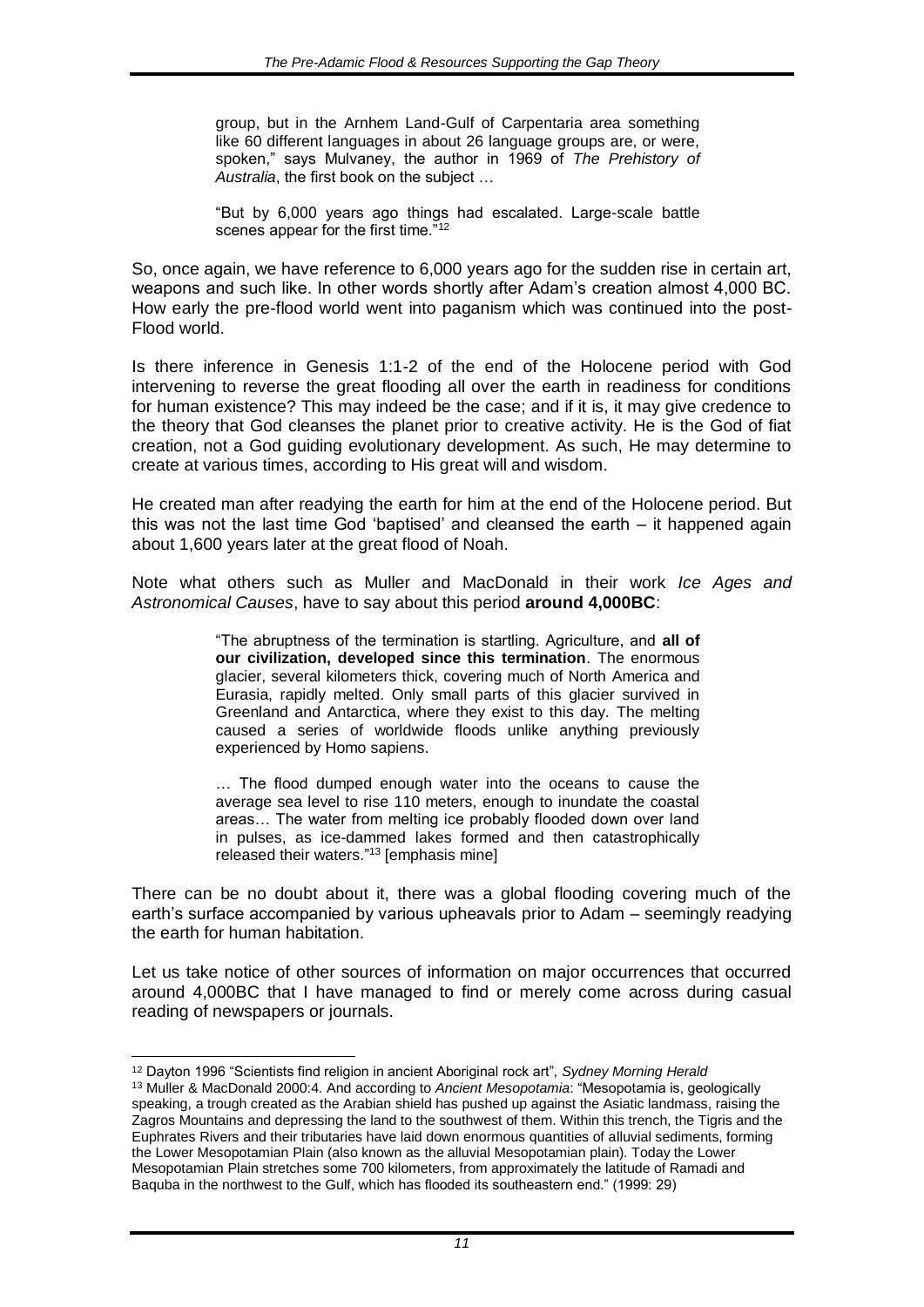> group, but in the Arnhem Land-Gulf of Carpentaria area something like 60 different languages in about 26 language groups are, or were, spoken," says Mulvaney, the author in 1969 of *The Prehistory of Australia*, the first book on the subject …
>
> "But by 6,000 years ago things had escalated. Large-scale battle scenes appear for the first time."[12]

So, once again, we have reference to 6,000 years ago for the sudden rise in certain art, weapons and such like. In other words shortly after Adam's creation almost 4,000 BC. How early the pre-flood world went into paganism which was continued into the post-Flood world.

Is there inference in Genesis 1:1-2 of the end of the Holocene period with God intervening to reverse the great flooding all over the earth in readiness for conditions for human existence? This may indeed be the case; and if it is, it may give credence to the theory that God cleanses the planet prior to creative activity. He is the God of fiat creation, not a God guiding evolutionary development. As such, He may determine to create at various times, according to His great will and wisdom.

He created man after readying the earth for him at the end of the Holocene period. But this was not the last time God 'baptised' and cleansed the earth – it happened again about 1,600 years later at the great flood of Noah.

Note what others such as Muller and MacDonald in their work *Ice Ages and Astronomical Causes*, have to say about this period **around 4,000BC**:

> "The abruptness of the termination is startling. Agriculture, and **all of our civilization, developed since this termination**. The enormous glacier, several kilometers thick, covering much of North America and Eurasia, rapidly melted. Only small parts of this glacier survived in Greenland and Antarctica, where they exist to this day. The melting caused a series of worldwide floods unlike anything previously experienced by Homo sapiens.
>
> … The flood dumped enough water into the oceans to cause the average sea level to rise 110 meters, enough to inundate the coastal areas… The water from melting ice probably flooded down over land in pulses, as ice-dammed lakes formed and then catastrophically released their waters."[13] [emphasis mine]

There can be no doubt about it, there was a global flooding covering much of the earth's surface accompanied by various upheavals prior to Adam – seemingly readying the earth for human habitation.

Let us take notice of other sources of information on major occurrences that occurred around 4,000BC that I have managed to find or merely come across during casual reading of newspapers or journals.

---

[12] Dayton 1996 "Scientists find religion in ancient Aboriginal rock art", *Sydney Morning Herald*

[13] Muller & MacDonald 2000:4. And according to *Ancient Mesopotamia*: "Mesopotamia is, geologically speaking, a trough created as the Arabian shield has pushed up against the Asiatic landmass, raising the Zagros Mountains and depressing the land to the southwest of them. Within this trench, the Tigris and the Euphrates Rivers and their tributaries have laid down enormous quantities of alluvial sediments, forming the Lower Mesopotamian Plain (also known as the alluvial Mesopotamian plain). Today the Lower Mesopotamian Plain stretches some 700 kilometers, from approximately the latitude of Ramadi and Baquba in the northwest to the Gulf, which has flooded its southeastern end." (1999: 29)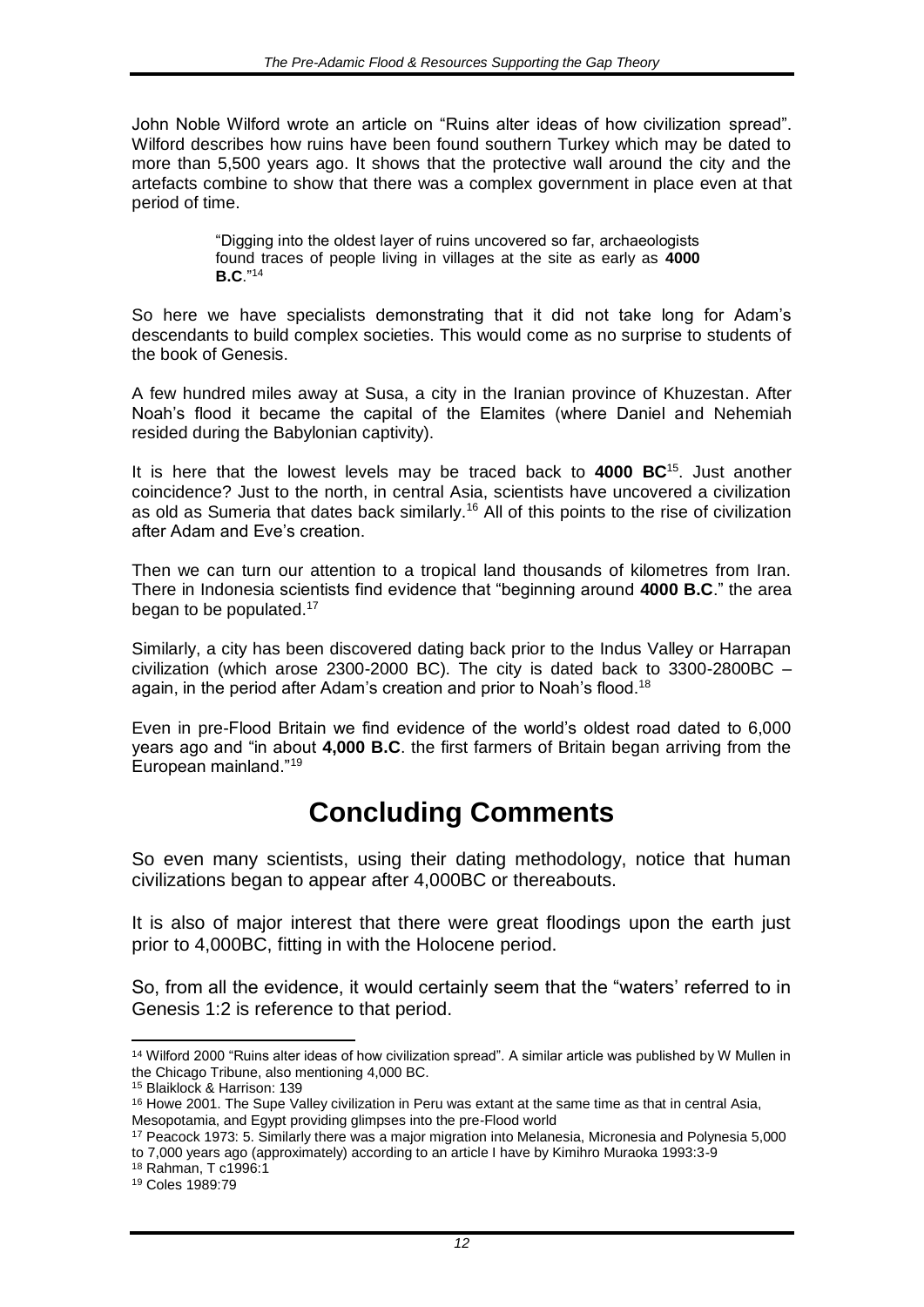John Noble Wilford wrote an article on "Ruins alter ideas of how civilization spread". Wilford describes how ruins have been found southern Turkey which may be dated to more than 5,500 years ago. It shows that the protective wall around the city and the artefacts combine to show that there was a complex government in place even at that period of time.

> "Digging into the oldest layer of ruins uncovered so far, archaeologists found traces of people living in villages at the site as early as **4000 B.C**."[14]

So here we have specialists demonstrating that it did not take long for Adam's descendants to build complex societies. This would come as no surprise to students of the book of Genesis.

A few hundred miles away at Susa, a city in the Iranian province of Khuzestan. After Noah's flood it became the capital of the Elamites (where Daniel and Nehemiah resided during the Babylonian captivity).

It is here that the lowest levels may be traced back to **4000 BC**[15]. Just another coincidence? Just to the north, in central Asia, scientists have uncovered a civilization as old as Sumeria that dates back similarly.[16] All of this points to the rise of civilization after Adam and Eve's creation.

Then we can turn our attention to a tropical land thousands of kilometres from Iran. There in Indonesia scientists find evidence that "beginning around **4000 B.C**." the area began to be populated.[17]

Similarly, a city has been discovered dating back prior to the Indus Valley or Harrapan civilization (which arose 2300-2000 BC). The city is dated back to 3300-2800BC – again, in the period after Adam's creation and prior to Noah's flood.[18]

Even in pre-Flood Britain we find evidence of the world's oldest road dated to 6,000 years ago and "in about **4,000 B.C**. the first farmers of Britain began arriving from the European mainland."[19]

# Concluding Comments

So even many scientists, using their dating methodology, notice that human civilizations began to appear after 4,000BC or thereabouts.

It is also of major interest that there were great floodings upon the earth just prior to 4,000BC, fitting in with the Holocene period.

So, from all the evidence, it would certainly seem that the "waters' referred to in Genesis 1:2 is reference to that period.

---

[14] Wilford 2000 "Ruins alter ideas of how civilization spread". A similar article was published by W Mullen in the Chicago Tribune, also mentioning 4,000 BC.

[15] Blaiklock & Harrison: 139

[16] Howe 2001. The Supe Valley civilization in Peru was extant at the same time as that in central Asia, Mesopotamia, and Egypt providing glimpses into the pre-Flood world

[17] Peacock 1973: 5. Similarly there was a major migration into Melanesia, Micronesia and Polynesia 5,000 to 7,000 years ago (approximately) according to an article I have by Kimihiro Muraoka 1993:3-9

[18] Rahman, T c1996:1

[19] Coles 1989:79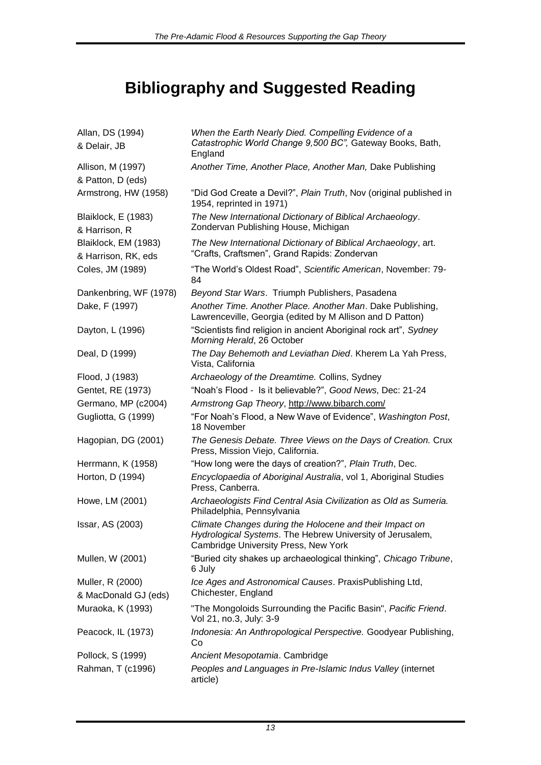# Bibliography and Suggested Reading

| | |
|---|---|
| Allan, DS (1994) & Delair, JB | *When the Earth Nearly Died. Compelling Evidence of a Catastrophic World Change 9,500 BC",* Gateway Books, Bath, England |
| Allison, M (1997) & Patton, D (eds) | *Another Time, Another Place, Another Man,* Dake Publishing |
| Armstrong, HW (1958) | "Did God Create a Devil?", *Plain Truth*, Nov (original published in 1954, reprinted in 1971) |
| Blaiklock, E (1983) & Harrison, R | *The New International Dictionary of Biblical Archaeology*. Zondervan Publishing House, Michigan |
| Blaiklock, EM (1983) & Harrison, RK, eds | *The New International Dictionary of Biblical Archaeology*, art. "Crafts, Craftsmen", Grand Rapids: Zondervan |
| Coles, JM (1989) | "The World's Oldest Road", *Scientific American*, November: 79-84 |
| Dankenbring, WF (1978) | *Beyond Star Wars*. Triumph Publishers, Pasadena |
| Dake, F (1997) | *Another Time. Another Place. Another Man*. Dake Publishing, Lawrenceville, Georgia (edited by M Allison and D Patton) |
| Dayton, L (1996) | "Scientists find religion in ancient Aboriginal rock art", *Sydney Morning Herald*, 26 October |
| Deal, D (1999) | *The Day Behemoth and Leviathan Died*. Kherem La Yah Press, Vista, California |
| Flood, J (1983) | *Archaeology of the Dreamtime.* Collins, Sydney |
| Gentet, RE (1973) | "Noah's Flood - Is it believable?", *Good News*, Dec: 21-24 |
| Germano, MP (c2004) | *Armstrong Gap Theory*, http://www.bibarch.com/ |
| Gugliotta, G (1999) | "For Noah's Flood, a New Wave of Evidence", *Washington Post*, 18 November |
| Hagopian, DG (2001) | *The Genesis Debate. Three Views on the Days of Creation.* Crux Press, Mission Viejo, California. |
| Herrmann, K (1958) | "How long were the days of creation?", *Plain Truth*, Dec. |
| Horton, D (1994) | *Encyclopaedia of Aboriginal Australia*, vol 1, Aboriginal Studies Press, Canberra. |
| Howe, LM (2001) | *Archaeologists Find Central Asia Civilization as Old as Sumeria.* Philadelphia, Pennsylvania |
| Issar, AS (2003) | *Climate Changes during the Holocene and their Impact on Hydrological Systems*. The Hebrew University of Jerusalem, Cambridge University Press, New York |
| Mullen, W (2001) | "Buried city shakes up archaeological thinking", *Chicago Tribune*, 6 July |
| Muller, R (2000) & MacDonald GJ (eds) | *Ice Ages and Astronomical Causes*. PraxisPublishing Ltd, Chichester, England |
| Muraoka, K (1993) | "The Mongoloids Surrounding the Pacific Basin", *Pacific Friend*. Vol 21, no.3, July: 3-9 |
| Peacock, IL (1973) | *Indonesia: An Anthropological Perspective.* Goodyear Publishing, Co |
| Pollock, S (1999) | *Ancient Mesopotamia*. Cambridge |
| Rahman, T (c1996) | *Peoples and Languages in Pre-Islamic Indus Valley* (internet article) |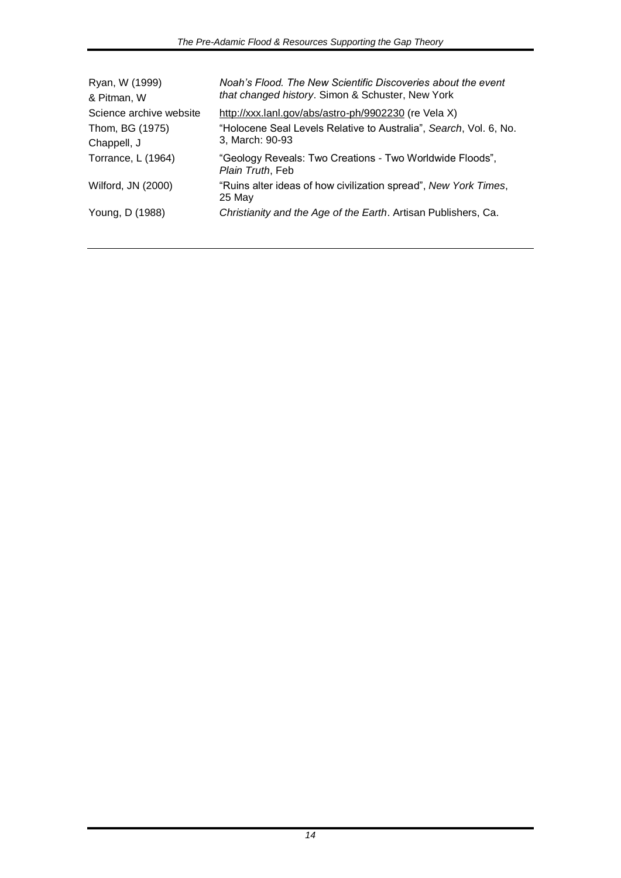| | |
|---|---|
| Ryan, W (1999) & Pitman, W | *Noah's Flood. The New Scientific Discoveries about the event that changed history*. Simon & Schuster, New York |
| Science archive website | http://xxx.lanl.gov/abs/astro-ph/9902230 (re Vela X) |
| Thom, BG (1975) Chappell, J | "Holocene Seal Levels Relative to Australia", *Search*, Vol. 6, No. 3, March: 90-93 |
| Torrance, L (1964) | "Geology Reveals: Two Creations - Two Worldwide Floods", *Plain Truth*, Feb |
| Wilford, JN (2000) | "Ruins alter ideas of how civilization spread", *New York Times*, 25 May |
| Young, D (1988) | *Christianity and the Age of the Earth*. Artisan Publishers, Ca. |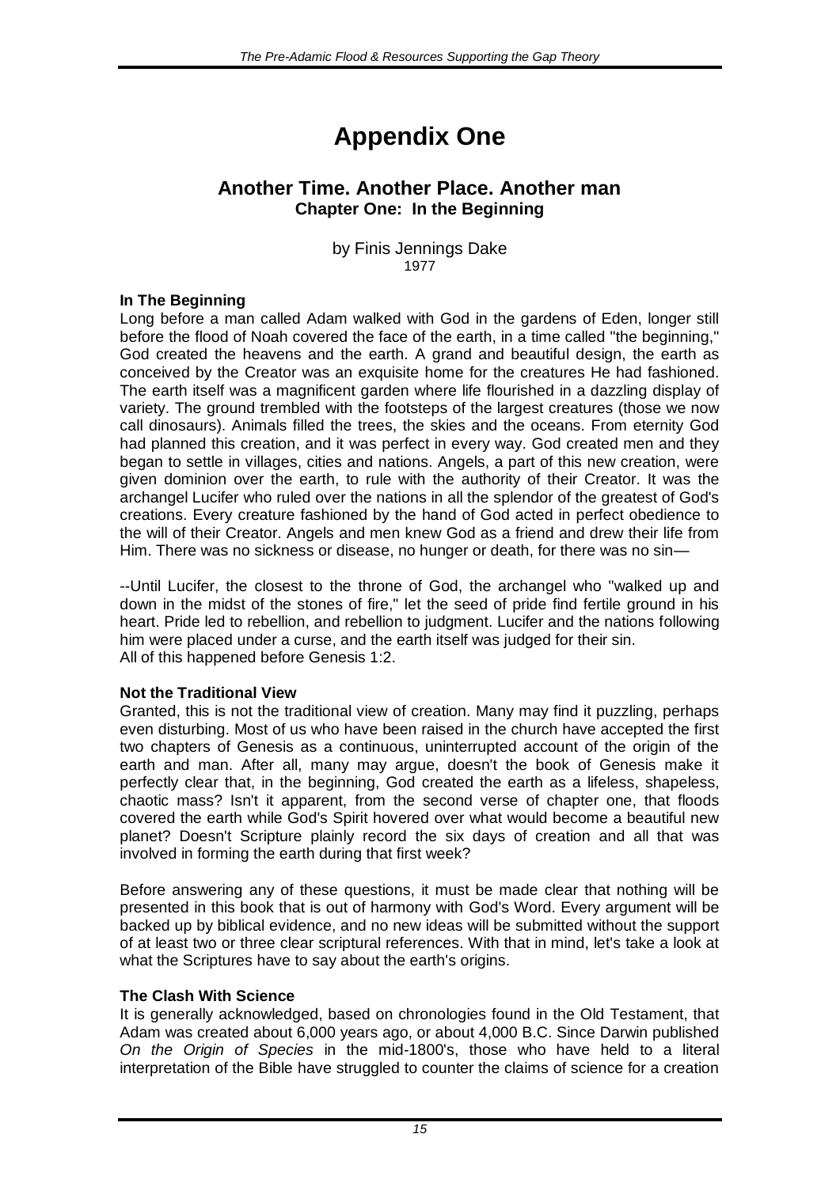# Appendix One

## Another Time. Another Place. Another man

### Chapter One: In the Beginning

by Finis Jennings Dake
1977

**In The Beginning**

Long before a man called Adam walked with God in the gardens of Eden, longer still before the flood of Noah covered the face of the earth, in a time called "the beginning," God created the heavens and the earth. A grand and beautiful design, the earth as conceived by the Creator was an exquisite home for the creatures He had fashioned. The earth itself was a magnificent garden where life flourished in a dazzling display of variety. The ground trembled with the footsteps of the largest creatures (those we now call dinosaurs). Animals filled the trees, the skies and the oceans. From eternity God had planned this creation, and it was perfect in every way. God created men and they began to settle in villages, cities and nations. Angels, a part of this new creation, were given dominion over the earth, to rule with the authority of their Creator. It was the archangel Lucifer who ruled over the nations in all the splendor of the greatest of God's creations. Every creature fashioned by the hand of God acted in perfect obedience to the will of their Creator. Angels and men knew God as a friend and drew their life from Him. There was no sickness or disease, no hunger or death, for there was no sin—

--Until Lucifer, the closest to the throne of God, the archangel who "walked up and down in the midst of the stones of fire," let the seed of pride find fertile ground in his heart. Pride led to rebellion, and rebellion to judgment. Lucifer and the nations following him were placed under a curse, and the earth itself was judged for their sin.
All of this happened before Genesis 1:2.

**Not the Traditional View**

Granted, this is not the traditional view of creation. Many may find it puzzling, perhaps even disturbing. Most of us who have been raised in the church have accepted the first two chapters of Genesis as a continuous, uninterrupted account of the origin of the earth and man. After all, many may argue, doesn't the book of Genesis make it perfectly clear that, in the beginning, God created the earth as a lifeless, shapeless, chaotic mass? Isn't it apparent, from the second verse of chapter one, that floods covered the earth while God's Spirit hovered over what would become a beautiful new planet? Doesn't Scripture plainly record the six days of creation and all that was involved in forming the earth during that first week?

Before answering any of these questions, it must be made clear that nothing will be presented in this book that is out of harmony with God's Word. Every argument will be backed up by biblical evidence, and no new ideas will be submitted without the support of at least two or three clear scriptural references. With that in mind, let's take a look at what the Scriptures have to say about the earth's origins.

**The Clash With Science**

It is generally acknowledged, based on chronologies found in the Old Testament, that Adam was created about 6,000 years ago, or about 4,000 B.C. Since Darwin published *On the Origin of Species* in the mid-1800's, those who have held to a literal interpretation of the Bible have struggled to counter the claims of science for a creation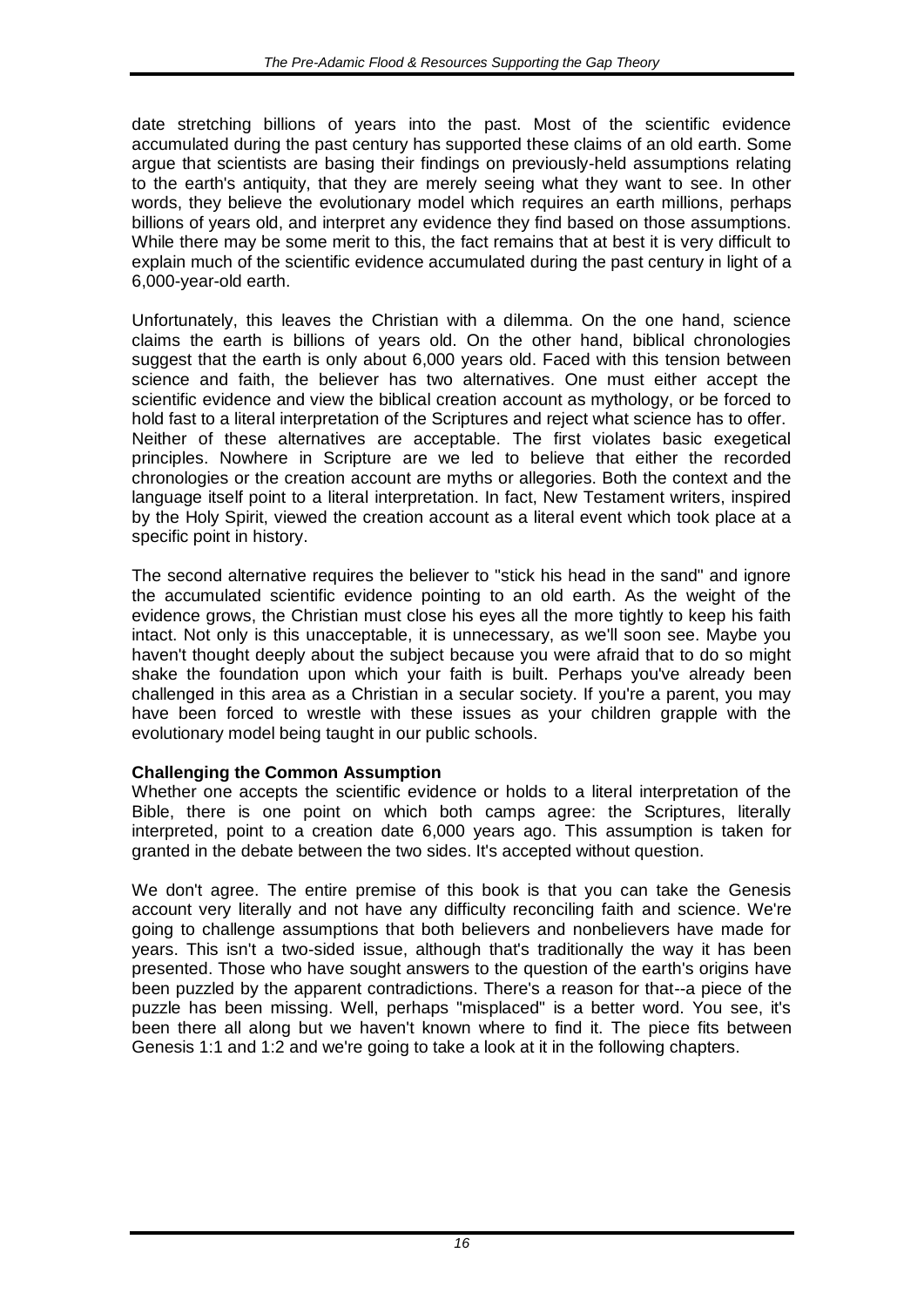date stretching billions of years into the past. Most of the scientific evidence accumulated during the past century has supported these claims of an old earth. Some argue that scientists are basing their findings on previously-held assumptions relating to the earth's antiquity, that they are merely seeing what they want to see. In other words, they believe the evolutionary model which requires an earth millions, perhaps billions of years old, and interpret any evidence they find based on those assumptions. While there may be some merit to this, the fact remains that at best it is very difficult to explain much of the scientific evidence accumulated during the past century in light of a 6,000-year-old earth.

Unfortunately, this leaves the Christian with a dilemma. On the one hand, science claims the earth is billions of years old. On the other hand, biblical chronologies suggest that the earth is only about 6,000 years old. Faced with this tension between science and faith, the believer has two alternatives. One must either accept the scientific evidence and view the biblical creation account as mythology, or be forced to hold fast to a literal interpretation of the Scriptures and reject what science has to offer. Neither of these alternatives are acceptable. The first violates basic exegetical principles. Nowhere in Scripture are we led to believe that either the recorded chronologies or the creation account are myths or allegories. Both the context and the language itself point to a literal interpretation. In fact, New Testament writers, inspired by the Holy Spirit, viewed the creation account as a literal event which took place at a specific point in history.

The second alternative requires the believer to "stick his head in the sand" and ignore the accumulated scientific evidence pointing to an old earth. As the weight of the evidence grows, the Christian must close his eyes all the more tightly to keep his faith intact. Not only is this unacceptable, it is unnecessary, as we'll soon see. Maybe you haven't thought deeply about the subject because you were afraid that to do so might shake the foundation upon which your faith is built. Perhaps you've already been challenged in this area as a Christian in a secular society. If you're a parent, you may have been forced to wrestle with these issues as your children grapple with the evolutionary model being taught in our public schools.

**Challenging the Common Assumption**

Whether one accepts the scientific evidence or holds to a literal interpretation of the Bible, there is one point on which both camps agree: the Scriptures, literally interpreted, point to a creation date 6,000 years ago. This assumption is taken for granted in the debate between the two sides. It's accepted without question.

We don't agree. The entire premise of this book is that you can take the Genesis account very literally and not have any difficulty reconciling faith and science. We're going to challenge assumptions that both believers and nonbelievers have made for years. This isn't a two-sided issue, although that's traditionally the way it has been presented. Those who have sought answers to the question of the earth's origins have been puzzled by the apparent contradictions. There's a reason for that--a piece of the puzzle has been missing. Well, perhaps "misplaced" is a better word. You see, it's been there all along but we haven't known where to find it. The piece fits between Genesis 1:1 and 1:2 and we're going to take a look at it in the following chapters.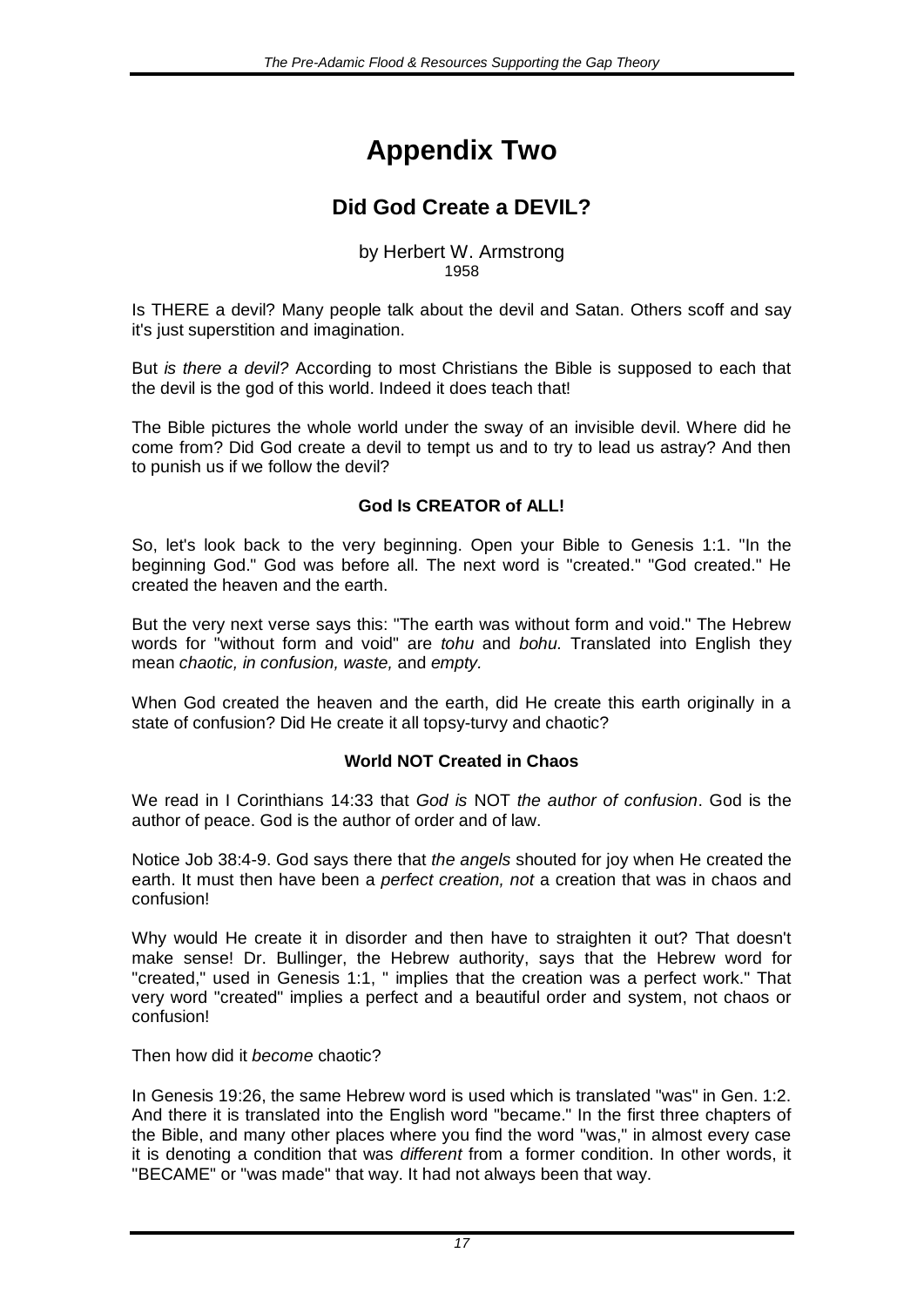# Appendix Two

## Did God Create a DEVIL?

by Herbert W. Armstrong
1958

Is THERE a devil? Many people talk about the devil and Satan. Others scoff and say it's just superstition and imagination.

But *is there a devil?* According to most Christians the Bible is supposed to each that the devil is the god of this world. Indeed it does teach that!

The Bible pictures the whole world under the sway of an invisible devil. Where did he come from? Did God create a devil to tempt us and to try to lead us astray? And then to punish us if we follow the devil?

### God Is CREATOR of ALL!

So, let's look back to the very beginning. Open your Bible to Genesis 1:1. "In the beginning God." God was before all. The next word is "created." "God created." He created the heaven and the earth.

But the very next verse says this: "The earth was without form and void." The Hebrew words for "without form and void" are *tohu* and *bohu.* Translated into English they mean *chaotic, in confusion, waste,* and *empty.*

When God created the heaven and the earth, did He create this earth originally in a state of confusion? Did He create it all topsy-turvy and chaotic?

### World NOT Created in Chaos

We read in I Corinthians 14:33 that *God is* NOT *the author of confusion*. God is the author of peace. God is the author of order and of law.

Notice Job 38:4-9. God says there that *the angels* shouted for joy when He created the earth. It must then have been a *perfect creation, not* a creation that was in chaos and confusion!

Why would He create it in disorder and then have to straighten it out? That doesn't make sense! Dr. Bullinger, the Hebrew authority, says that the Hebrew word for "created," used in Genesis 1:1, " implies that the creation was a perfect work." That very word "created" implies a perfect and a beautiful order and system, not chaos or confusion!

Then how did it *become* chaotic?

In Genesis 19:26, the same Hebrew word is used which is translated "was" in Gen. 1:2. And there it is translated into the English word "became." In the first three chapters of the Bible, and many other places where you find the word "was," in almost every case it is denoting a condition that was *different* from a former condition. In other words, it "BECAME" or "was made" that way. It had not always been that way.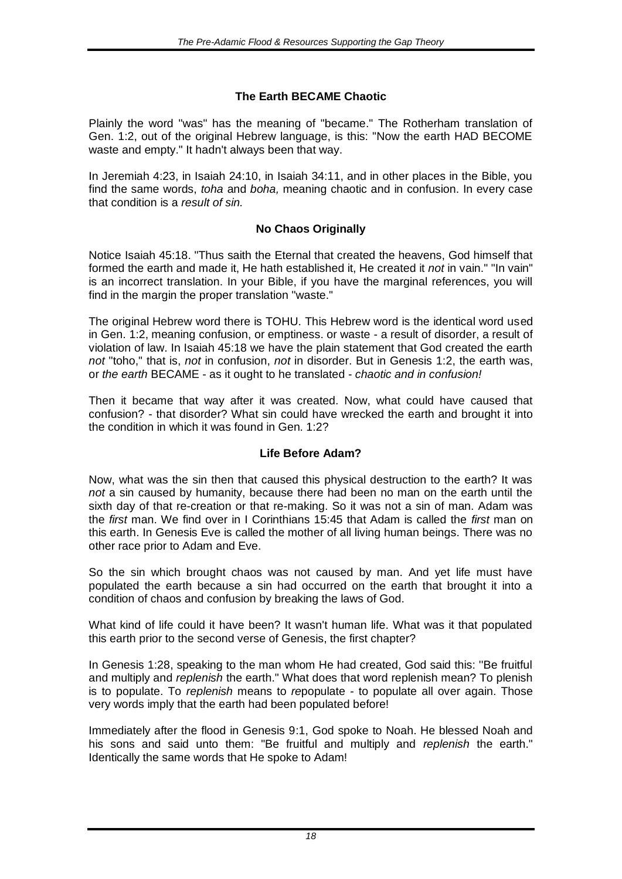### The Earth BECAME Chaotic

Plainly the word "was" has the meaning of "became." The Rotherham translation of Gen. 1:2, out of the original Hebrew language, is this: "Now the earth HAD BECOME waste and empty." It hadn't always been that way.

In Jeremiah 4:23, in Isaiah 24:10, in Isaiah 34:11, and in other places in the Bible, you find the same words, *toha* and *boha,* meaning chaotic and in confusion. In every case that condition is a *result of sin.*

### No Chaos Originally

Notice Isaiah 45:18. "Thus saith the Eternal that created the heavens, God himself that formed the earth and made it, He hath established it, He created it *not* in vain." "In vain" is an incorrect translation. In your Bible, if you have the marginal references, you will find in the margin the proper translation "waste."

The original Hebrew word there is TOHU. This Hebrew word is the identical word used in Gen. 1:2, meaning confusion, or emptiness. or waste - a result of disorder, a result of violation of law. In Isaiah 45:18 we have the plain statement that God created the earth *not* "toho," that is, *not* in confusion, *not* in disorder. But in Genesis 1:2, the earth was, or *the earth* BECAME - as it ought to he translated - *chaotic and in confusion!*

Then it became that way after it was created. Now, what could have caused that confusion? - that disorder? What sin could have wrecked the earth and brought it into the condition in which it was found in Gen. 1:2?

### Life Before Adam?

Now, what was the sin then that caused this physical destruction to the earth? It was *not* a sin caused by humanity, because there had been no man on the earth until the sixth day of that re-creation or that re-making. So it was not a sin of man. Adam was the *first* man. We find over in I Corinthians 15:45 that Adam is called the *first* man on this earth. In Genesis Eve is called the mother of all living human beings. There was no other race prior to Adam and Eve.

So the sin which brought chaos was not caused by man. And yet life must have populated the earth because a sin had occurred on the earth that brought it into a condition of chaos and confusion by breaking the laws of God.

What kind of life could it have been? It wasn't human life. What was it that populated this earth prior to the second verse of Genesis, the first chapter?

In Genesis 1:28, speaking to the man whom He had created, God said this: "Be fruitful and multiply and *replenish* the earth." What does that word replenish mean? To plenish is to populate. To *replenish* means to *re*populate - to populate all over again. Those very words imply that the earth had been populated before!

Immediately after the flood in Genesis 9:1, God spoke to Noah. He blessed Noah and his sons and said unto them: "Be fruitful and multiply and *replenish* the earth." Identically the same words that He spoke to Adam!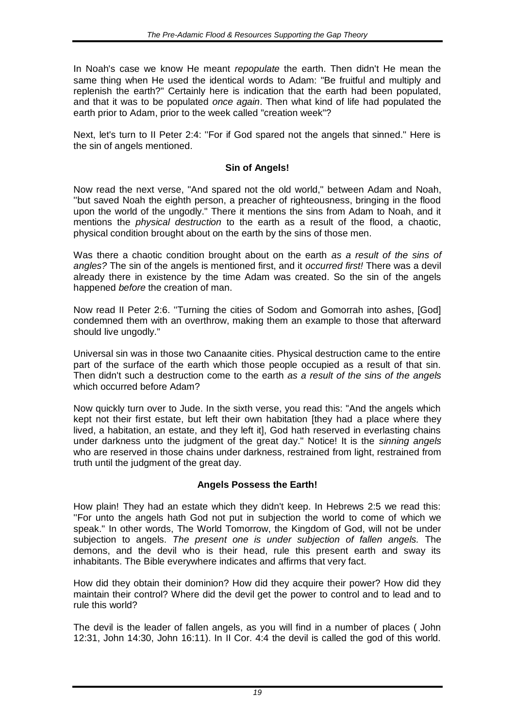In Noah's case we know He meant *repopulate* the earth. Then didn't He mean the same thing when He used the identical words to Adam: "Be fruitful and multiply and replenish the earth?" Certainly here is indication that the earth had been populated, and that it was to be populated *once again*. Then what kind of life had populated the earth prior to Adam, prior to the week called "creation week"?

Next, let's turn to II Peter 2:4: "For if God spared not the angels that sinned." Here is the sin of angels mentioned.

**Sin of Angels!**

Now read the next verse, "And spared not the old world," between Adam and Noah, "but saved Noah the eighth person, a preacher of righteousness, bringing in the flood upon the world of the ungodly." There it mentions the sins from Adam to Noah, and it mentions the *physical destruction* to the earth as a result of the flood, a chaotic, physical condition brought about on the earth by the sins of those men.

Was there a chaotic condition brought about on the earth *as a result of the sins of angles?* The sin of the angels is mentioned first, and it *occurred first!* There was a devil already there in existence by the time Adam was created. So the sin of the angels happened *before* the creation of man.

Now read II Peter 2:6. "Turning the cities of Sodom and Gomorrah into ashes, [God] condemned them with an overthrow, making them an example to those that afterward should live ungodly."

Universal sin was in those two Canaanite cities. Physical destruction came to the entire part of the surface of the earth which those people occupied as a result of that sin. Then didn't such a destruction come to the earth *as a result of the sins of the angels* which occurred before Adam?

Now quickly turn over to Jude. In the sixth verse, you read this: "And the angels which kept not their first estate, but left their own habitation [they had a place where they lived, a habitation, an estate, and they left it], God hath reserved in everlasting chains under darkness unto the judgment of the great day." Notice! It is the *sinning angels* who are reserved in those chains under darkness, restrained from light, restrained from truth until the judgment of the great day.

**Angels Possess the Earth!**

How plain! They had an estate which they didn't keep. In Hebrews 2:5 we read this: "For unto the angels hath God not put in subjection the world to come of which we speak." In other words, The World Tomorrow, the Kingdom of God, will not be under subjection to angels. *The present one is under subjection of fallen angels.* The demons, and the devil who is their head, rule this present earth and sway its inhabitants. The Bible everywhere indicates and affirms that very fact.

How did they obtain their dominion? How did they acquire their power? How did they maintain their control? Where did the devil get the power to control and to lead and to rule this world?

The devil is the leader of fallen angels, as you will find in a number of places ( John 12:31, John 14:30, John 16:11). In II Cor. 4:4 the devil is called the god of this world.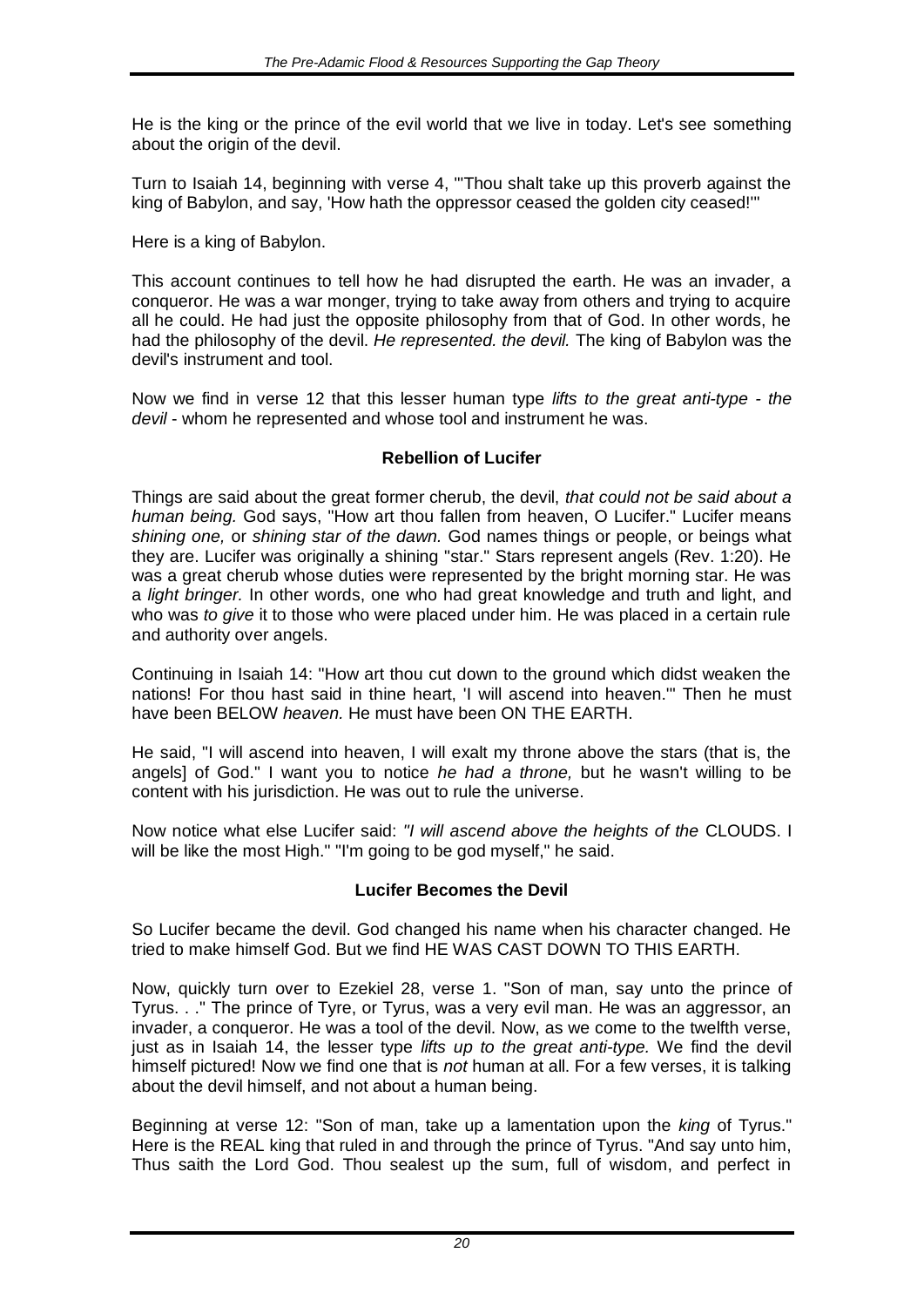He is the king or the prince of the evil world that we live in today. Let's see something about the origin of the devil.

Turn to Isaiah 14, beginning with verse 4, "'Thou shalt take up this proverb against the king of Babylon, and say, 'How hath the oppressor ceased the golden city ceased!'"

Here is a king of Babylon.

This account continues to tell how he had disrupted the earth. He was an invader, a conqueror. He was a war monger, trying to take away from others and trying to acquire all he could. He had just the opposite philosophy from that of God. In other words, he had the philosophy of the devil. *He represented. the devil.* The king of Babylon was the devil's instrument and tool.

Now we find in verse 12 that this lesser human type *lifts to the great anti-type - the devil* - whom he represented and whose tool and instrument he was.

**Rebellion of Lucifer**

Things are said about the great former cherub, the devil, *that could not be said about a human being.* God says, "How art thou fallen from heaven, O Lucifer." Lucifer means *shining one,* or *shining star of the dawn.* God names things or people, or beings what they are. Lucifer was originally a shining "star." Stars represent angels (Rev. 1:20). He was a great cherub whose duties were represented by the bright morning star. He was a *light bringer.* In other words, one who had great knowledge and truth and light, and who was *to give* it to those who were placed under him. He was placed in a certain rule and authority over angels.

Continuing in Isaiah 14: "How art thou cut down to the ground which didst weaken the nations! For thou hast said in thine heart, 'I will ascend into heaven.'" Then he must have been BELOW *heaven.* He must have been ON THE EARTH.

He said, "I will ascend into heaven, I will exalt my throne above the stars (that is, the angels] of God." I want you to notice *he had a throne,* but he wasn't willing to be content with his jurisdiction. He was out to rule the universe.

Now notice what else Lucifer said: *"I will ascend above the heights of the* CLOUDS. I will be like the most High." "I'm going to be god myself," he said.

**Lucifer Becomes the Devil**

So Lucifer became the devil. God changed his name when his character changed. He tried to make himself God. But we find HE WAS CAST DOWN TO THIS EARTH.

Now, quickly turn over to Ezekiel 28, verse 1. "Son of man, say unto the prince of Tyrus. . ." The prince of Tyre, or Tyrus, was a very evil man. He was an aggressor, an invader, a conqueror. He was a tool of the devil. Now, as we come to the twelfth verse, just as in Isaiah 14, the lesser type *lifts up to the great anti-type.* We find the devil himself pictured! Now we find one that is *not* human at all. For a few verses, it is talking about the devil himself, and not about a human being.

Beginning at verse 12: "Son of man, take up a lamentation upon the *king* of Tyrus." Here is the REAL king that ruled in and through the prince of Tyrus. "And say unto him, Thus saith the Lord God. Thou sealest up the sum, full of wisdom, and perfect in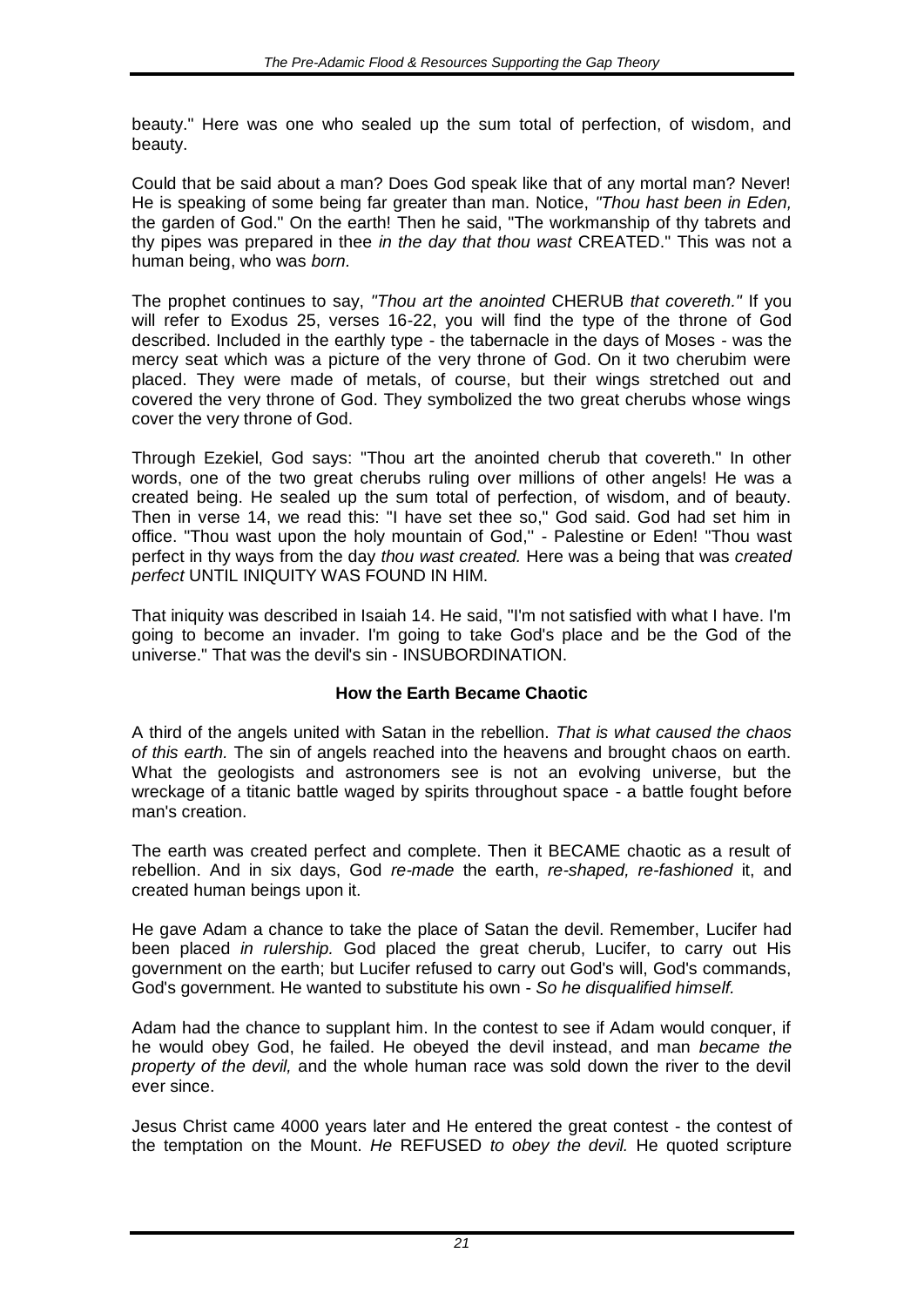beauty." Here was one who sealed up the sum total of perfection, of wisdom, and beauty.

Could that be said about a man? Does God speak like that of any mortal man? Never! He is speaking of some being far greater than man. Notice, *"Thou hast been in Eden,* the garden of God." On the earth! Then he said, "The workmanship of thy tabrets and thy pipes was prepared in thee *in the day that thou wast* CREATED." This was not a human being, who was *born.*

The prophet continues to say, *"Thou art the anointed* CHERUB *that covereth."* If you will refer to Exodus 25, verses 16-22, you will find the type of the throne of God described. Included in the earthly type - the tabernacle in the days of Moses - was the mercy seat which was a picture of the very throne of God. On it two cherubim were placed. They were made of metals, of course, but their wings stretched out and covered the very throne of God. They symbolized the two great cherubs whose wings cover the very throne of God.

Through Ezekiel, God says: "Thou art the anointed cherub that covereth." In other words, one of the two great cherubs ruling over millions of other angels! He was a created being. He sealed up the sum total of perfection, of wisdom, and of beauty. Then in verse 14, we read this: "I have set thee so," God said. God had set him in office. "Thou wast upon the holy mountain of God," - Palestine or Eden! "Thou wast perfect in thy ways from the day *thou wast created.* Here was a being that was *created perfect* UNTIL INIQUITY WAS FOUND IN HIM.

That iniquity was described in Isaiah 14. He said, "I'm not satisfied with what I have. I'm going to become an invader. I'm going to take God's place and be the God of the universe." That was the devil's sin - INSUBORDINATION.

**How the Earth Became Chaotic**

A third of the angels united with Satan in the rebellion. *That is what caused the chaos of this earth.* The sin of angels reached into the heavens and brought chaos on earth. What the geologists and astronomers see is not an evolving universe, but the wreckage of a titanic battle waged by spirits throughout space - a battle fought before man's creation.

The earth was created perfect and complete. Then it BECAME chaotic as a result of rebellion. And in six days, God *re-made* the earth, *re-shaped, re-fashioned* it, and created human beings upon it.

He gave Adam a chance to take the place of Satan the devil. Remember, Lucifer had been placed *in rulership.* God placed the great cherub, Lucifer, to carry out His government on the earth; but Lucifer refused to carry out God's will, God's commands, God's government. He wanted to substitute his own - *So he disqualified himself.*

Adam had the chance to supplant him. In the contest to see if Adam would conquer, if he would obey God, he failed. He obeyed the devil instead, and man *became the property of the devil,* and the whole human race was sold down the river to the devil ever since.

Jesus Christ came 4000 years later and He entered the great contest - the contest of the temptation on the Mount. *He* REFUSED *to obey the devil.* He quoted scripture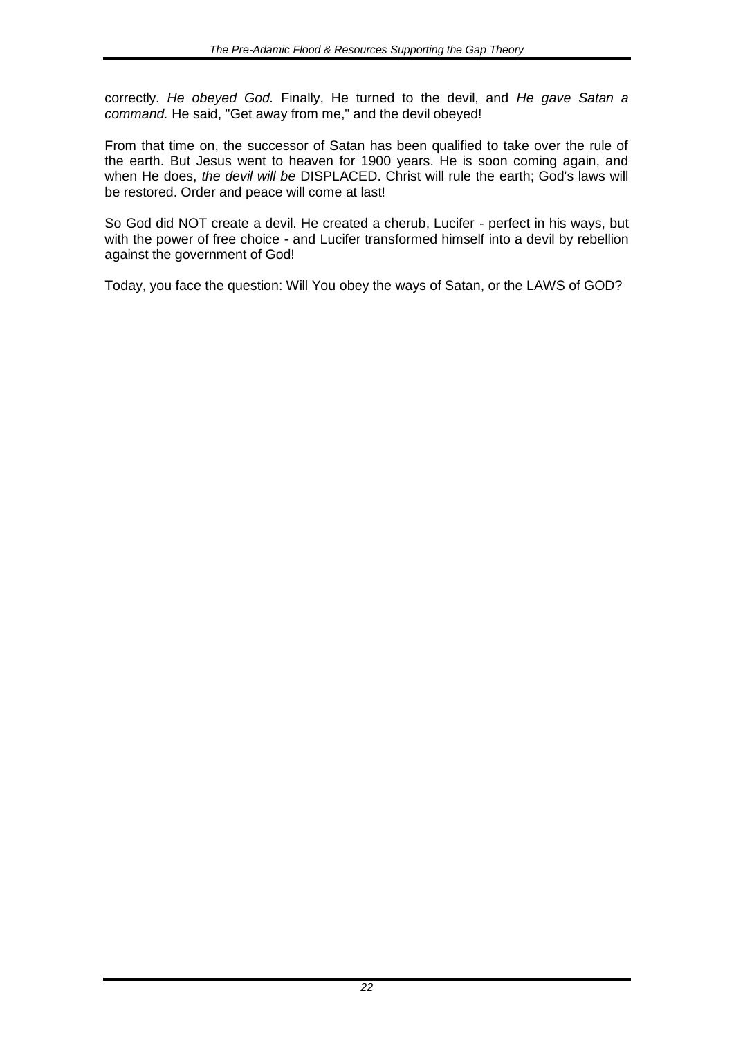correctly. *He obeyed God.* Finally, He turned to the devil, and *He gave Satan a command.* He said, "Get away from me," and the devil obeyed!

From that time on, the successor of Satan has been qualified to take over the rule of the earth. But Jesus went to heaven for 1900 years. He is soon coming again, and when He does, *the devil will be* DISPLACED. Christ will rule the earth; God's laws will be restored. Order and peace will come at last!

So God did NOT create a devil. He created a cherub, Lucifer - perfect in his ways, but with the power of free choice - and Lucifer transformed himself into a devil by rebellion against the government of God!

Today, you face the question: Will You obey the ways of Satan, or the LAWS of GOD?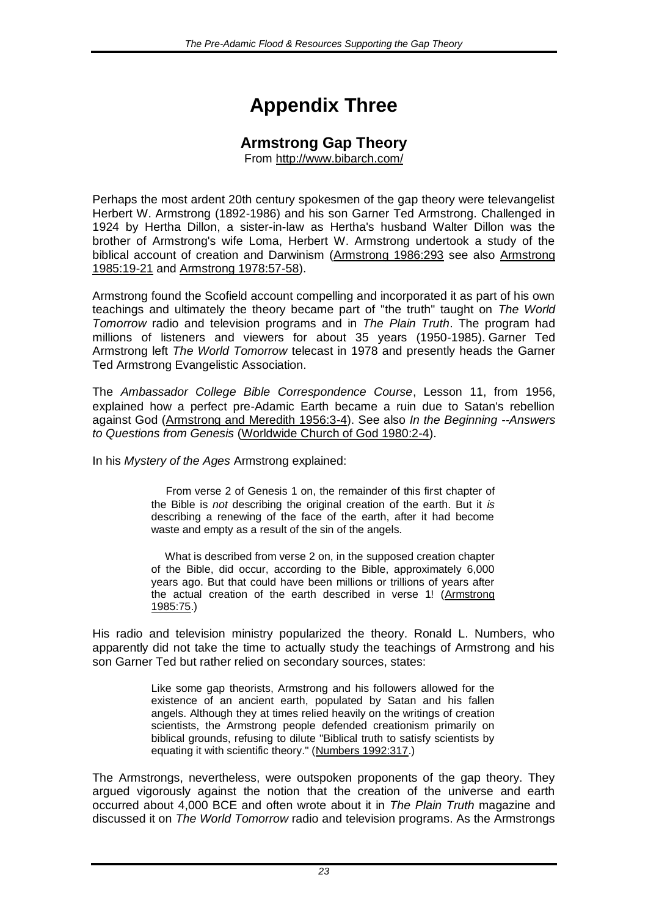# Appendix Three

## Armstrong Gap Theory

From http://www.bibarch.com/

Perhaps the most ardent 20th century spokesmen of the gap theory were televangelist Herbert W. Armstrong (1892-1986) and his son Garner Ted Armstrong. Challenged in 1924 by Hertha Dillon, a sister-in-law as Hertha's husband Walter Dillon was the brother of Armstrong's wife Loma, Herbert W. Armstrong undertook a study of the biblical account of creation and Darwinism (Armstrong 1986:293 see also Armstrong 1985:19-21 and Armstrong 1978:57-58).

Armstrong found the Scofield account compelling and incorporated it as part of his own teachings and ultimately the theory became part of "the truth" taught on *The World Tomorrow* radio and television programs and in *The Plain Truth*. The program had millions of listeners and viewers for about 35 years (1950-1985). Garner Ted Armstrong left *The World Tomorrow* telecast in 1978 and presently heads the Garner Ted Armstrong Evangelistic Association.

The *Ambassador College Bible Correspondence Course*, Lesson 11, from 1956, explained how a perfect pre-Adamic Earth became a ruin due to Satan's rebellion against God (Armstrong and Meredith 1956:3-4). See also *In the Beginning --Answers to Questions from Genesis* (Worldwide Church of God 1980:2-4).

In his *Mystery of the Ages* Armstrong explained:

> From verse 2 of Genesis 1 on, the remainder of this first chapter of the Bible is *not* describing the original creation of the earth. But it *is* describing a renewing of the face of the earth, after it had become waste and empty as a result of the sin of the angels.
>
> What is described from verse 2 on, in the supposed creation chapter of the Bible, did occur, according to the Bible, approximately 6,000 years ago. But that could have been millions or trillions of years after the actual creation of the earth described in verse 1! (Armstrong 1985:75.)

His radio and television ministry popularized the theory. Ronald L. Numbers, who apparently did not take the time to actually study the teachings of Armstrong and his son Garner Ted but rather relied on secondary sources, states:

> Like some gap theorists, Armstrong and his followers allowed for the existence of an ancient earth, populated by Satan and his fallen angels. Although they at times relied heavily on the writings of creation scientists, the Armstrong people defended creationism primarily on biblical grounds, refusing to dilute "Biblical truth to satisfy scientists by equating it with scientific theory." (Numbers 1992:317.)

The Armstrongs, nevertheless, were outspoken proponents of the gap theory. They argued vigorously against the notion that the creation of the universe and earth occurred about 4,000 BCE and often wrote about it in *The Plain Truth* magazine and discussed it on *The World Tomorrow* radio and television programs. As the Armstrongs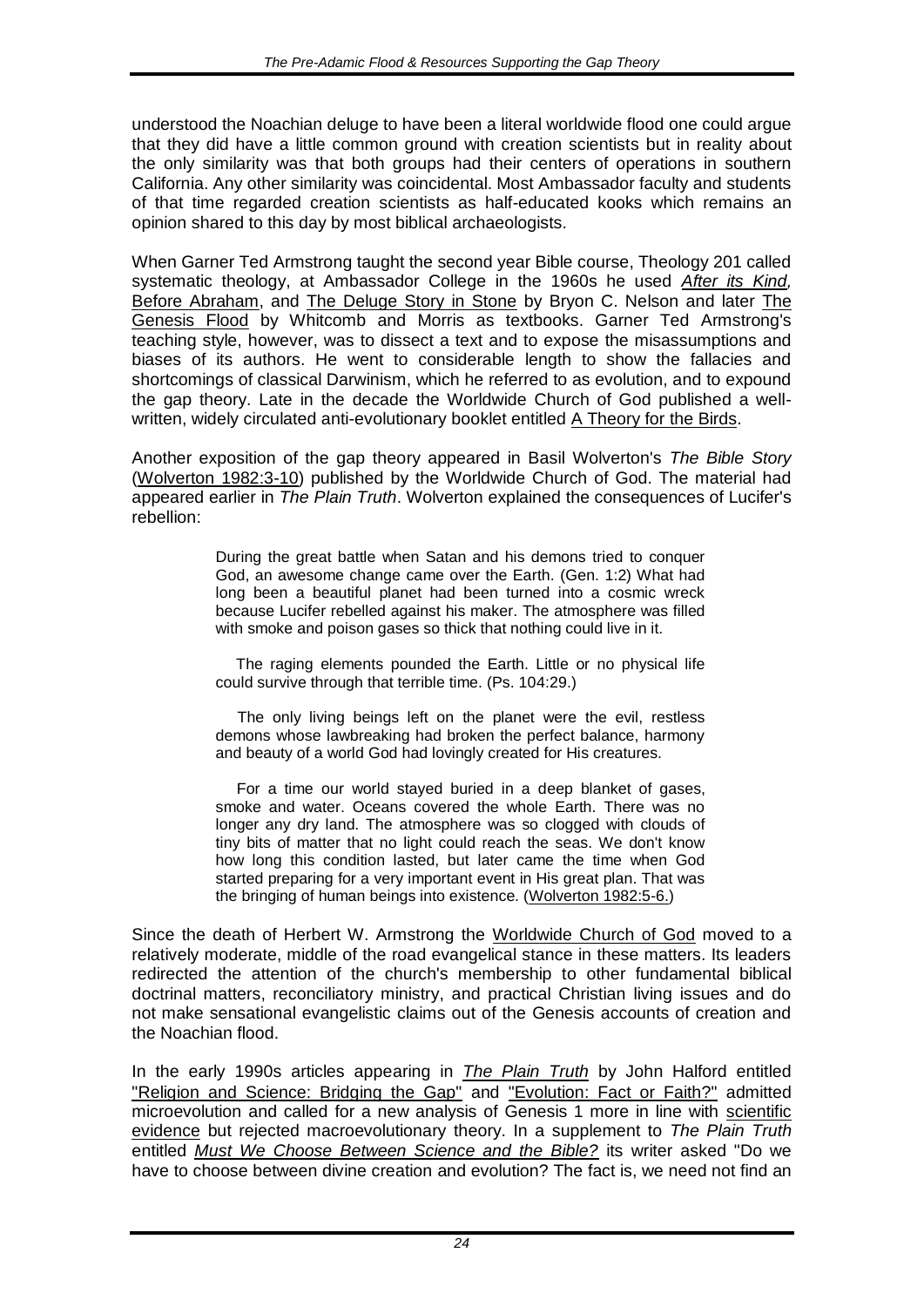understood the Noachian deluge to have been a literal worldwide flood one could argue that they did have a little common ground with creation scientists but in reality about the only similarity was that both groups had their centers of operations in southern California. Any other similarity was coincidental. Most Ambassador faculty and students of that time regarded creation scientists as half-educated kooks which remains an opinion shared to this day by most biblical archaeologists.

When Garner Ted Armstrong taught the second year Bible course, Theology 201 called systematic theology, at Ambassador College in the 1960s he used *After its Kind,* Before Abraham, and The Deluge Story in Stone by Bryon C. Nelson and later The Genesis Flood by Whitcomb and Morris as textbooks. Garner Ted Armstrong's teaching style, however, was to dissect a text and to expose the misassumptions and biases of its authors. He went to considerable length to show the fallacies and shortcomings of classical Darwinism, which he referred to as evolution, and to expound the gap theory. Late in the decade the Worldwide Church of God published a well-written, widely circulated anti-evolutionary booklet entitled A Theory for the Birds.

Another exposition of the gap theory appeared in Basil Wolverton's *The Bible Story* (Wolverton 1982:3-10) published by the Worldwide Church of God. The material had appeared earlier in *The Plain Truth*. Wolverton explained the consequences of Lucifer's rebellion:

> During the great battle when Satan and his demons tried to conquer God, an awesome change came over the Earth. (Gen. 1:2) What had long been a beautiful planet had been turned into a cosmic wreck because Lucifer rebelled against his maker. The atmosphere was filled with smoke and poison gases so thick that nothing could live in it.
>
> The raging elements pounded the Earth. Little or no physical life could survive through that terrible time. (Ps. 104:29.)
>
> The only living beings left on the planet were the evil, restless demons whose lawbreaking had broken the perfect balance, harmony and beauty of a world God had lovingly created for His creatures.
>
> For a time our world stayed buried in a deep blanket of gases, smoke and water. Oceans covered the whole Earth. There was no longer any dry land. The atmosphere was so clogged with clouds of tiny bits of matter that no light could reach the seas. We don't know how long this condition lasted, but later came the time when God started preparing for a very important event in His great plan. That was the bringing of human beings into existence. (Wolverton 1982:5-6.)

Since the death of Herbert W. Armstrong the Worldwide Church of God moved to a relatively moderate, middle of the road evangelical stance in these matters. Its leaders redirected the attention of the church's membership to other fundamental biblical doctrinal matters, reconciliatory ministry, and practical Christian living issues and do not make sensational evangelistic claims out of the Genesis accounts of creation and the Noachian flood.

In the early 1990s articles appearing in *The Plain Truth* by John Halford entitled "Religion and Science: Bridging the Gap" and "Evolution: Fact or Faith?" admitted microevolution and called for a new analysis of Genesis 1 more in line with scientific evidence but rejected macroevolutionary theory. In a supplement to *The Plain Truth* entitled *Must We Choose Between Science and the Bible?* its writer asked "Do we have to choose between divine creation and evolution? The fact is, we need not find an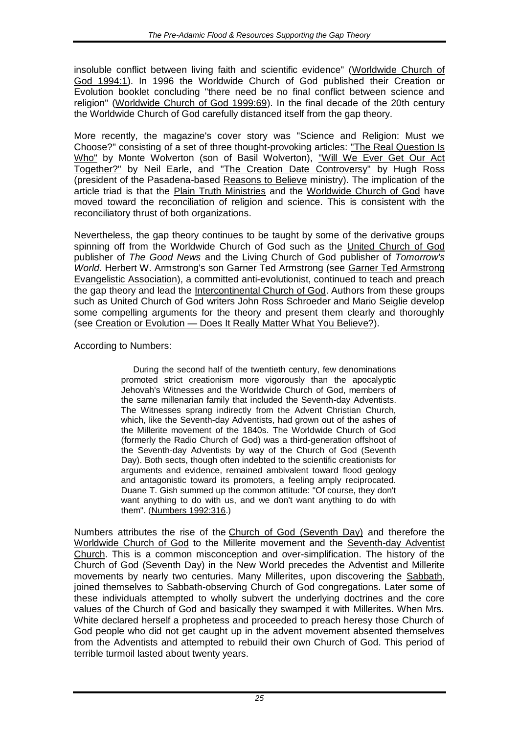insoluble conflict between living faith and scientific evidence" (Worldwide Church of God 1994:1). In 1996 the Worldwide Church of God published their Creation or Evolution booklet concluding "there need be no final conflict between science and religion" (Worldwide Church of God 1999:69). In the final decade of the 20th century the Worldwide Church of God carefully distanced itself from the gap theory.

More recently, the magazine's cover story was "Science and Religion: Must we Choose?" consisting of a set of three thought-provoking articles: "The Real Question Is Who" by Monte Wolverton (son of Basil Wolverton), "Will We Ever Get Our Act Together?" by Neil Earle, and "The Creation Date Controversy" by Hugh Ross (president of the Pasadena-based Reasons to Believe ministry). The implication of the article triad is that the Plain Truth Ministries and the Worldwide Church of God have moved toward the reconciliation of religion and science. This is consistent with the reconciliatory thrust of both organizations.

Nevertheless, the gap theory continues to be taught by some of the derivative groups spinning off from the Worldwide Church of God such as the United Church of God publisher of *The Good News* and the Living Church of God publisher of *Tomorrow's World*. Herbert W. Armstrong's son Garner Ted Armstrong (see Garner Ted Armstrong Evangelistic Association), a committed anti-evolutionist, continued to teach and preach the gap theory and lead the Intercontinental Church of God. Authors from these groups such as United Church of God writers John Ross Schroeder and Mario Seiglie develop some compelling arguments for the theory and present them clearly and thoroughly (see Creation or Evolution — Does It Really Matter What You Believe?).

According to Numbers:

> During the second half of the twentieth century, few denominations promoted strict creationism more vigorously than the apocalyptic Jehovah's Witnesses and the Worldwide Church of God, members of the same millenarian family that included the Seventh-day Adventists. The Witnesses sprang indirectly from the Advent Christian Church, which, like the Seventh-day Adventists, had grown out of the ashes of the Millerite movement of the 1840s. The Worldwide Church of God (formerly the Radio Church of God) was a third-generation offshoot of the Seventh-day Adventists by way of the Church of God (Seventh Day). Both sects, though often indebted to the scientific creationists for arguments and evidence, remained ambivalent toward flood geology and antagonistic toward its promoters, a feeling amply reciprocated. Duane T. Gish summed up the common attitude: "Of course, they don't want anything to do with us, and we don't want anything to do with them". (Numbers 1992:316.)

Numbers attributes the rise of the Church of God (Seventh Day) and therefore the Worldwide Church of God to the Millerite movement and the Seventh-day Adventist Church. This is a common misconception and over-simplification. The history of the Church of God (Seventh Day) in the New World precedes the Adventist and Millerite movements by nearly two centuries. Many Millerites, upon discovering the Sabbath, joined themselves to Sabbath-observing Church of God congregations. Later some of these individuals attempted to wholly subvert the underlying doctrines and the core values of the Church of God and basically they swamped it with Millerites. When Mrs. White declared herself a prophetess and proceeded to preach heresy those Church of God people who did not get caught up in the advent movement absented themselves from the Adventists and attempted to rebuild their own Church of God. This period of terrible turmoil lasted about twenty years.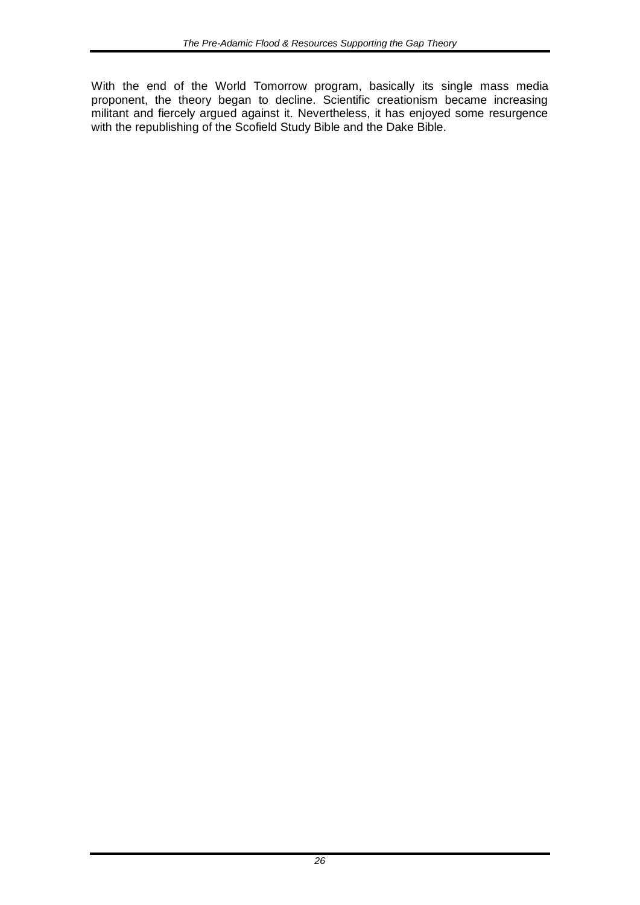With the end of the World Tomorrow program, basically its single mass media proponent, the theory began to decline. Scientific creationism became increasing militant and fiercely argued against it. Nevertheless, it has enjoyed some resurgence with the republishing of the Scofield Study Bible and the Dake Bible.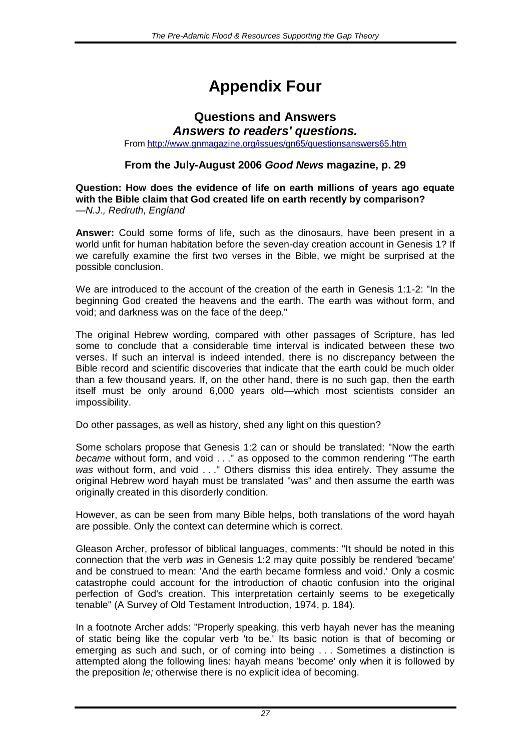# Appendix Four

## Questions and Answers

### *Answers to readers' questions.*

From http://www.gnmagazine.org/issues/gn65/questionsanswers65.htm

### From the July-August 2006 *Good News* magazine, p. 29

**Question: How does the evidence of life on earth millions of years ago equate with the Bible claim that God created life on earth recently by comparison?**
*—N.J., Redruth, England*

**Answer:** Could some forms of life, such as the dinosaurs, have been present in a world unfit for human habitation before the seven-day creation account in Genesis 1? If we carefully examine the first two verses in the Bible, we might be surprised at the possible conclusion.

We are introduced to the account of the creation of the earth in Genesis 1:1-2: "In the beginning God created the heavens and the earth. The earth was without form, and void; and darkness was on the face of the deep."

The original Hebrew wording, compared with other passages of Scripture, has led some to conclude that a considerable time interval is indicated between these two verses. If such an interval is indeed intended, there is no discrepancy between the Bible record and scientific discoveries that indicate that the earth could be much older than a few thousand years. If, on the other hand, there is no such gap, then the earth itself must be only around 6,000 years old—which most scientists consider an impossibility.

Do other passages, as well as history, shed any light on this question?

Some scholars propose that Genesis 1:2 can or should be translated: "Now the earth *became* without form, and void . . ." as opposed to the common rendering "The earth *was* without form, and void . . ." Others dismiss this idea entirely. They assume the original Hebrew word hayah must be translated "was" and then assume the earth was originally created in this disorderly condition.

However, as can be seen from many Bible helps, both translations of the word hayah are possible. Only the context can determine which is correct.

Gleason Archer, professor of biblical languages, comments: "It should be noted in this connection that the verb *was* in Genesis 1:2 may quite possibly be rendered 'became' and be construed to mean: 'And the earth became formless and void.' Only a cosmic catastrophe could account for the introduction of chaotic confusion into the original perfection of God's creation. This interpretation certainly seems to be exegetically tenable" (A Survey of Old Testament Introduction, 1974, p. 184).

In a footnote Archer adds: "Properly speaking, this verb hayah never has the meaning of static being like the copular verb 'to be.' Its basic notion is that of becoming or emerging as such and such, or of coming into being . . . Sometimes a distinction is attempted along the following lines: hayah means 'become' only when it is followed by the preposition *le;* otherwise there is no explicit idea of becoming.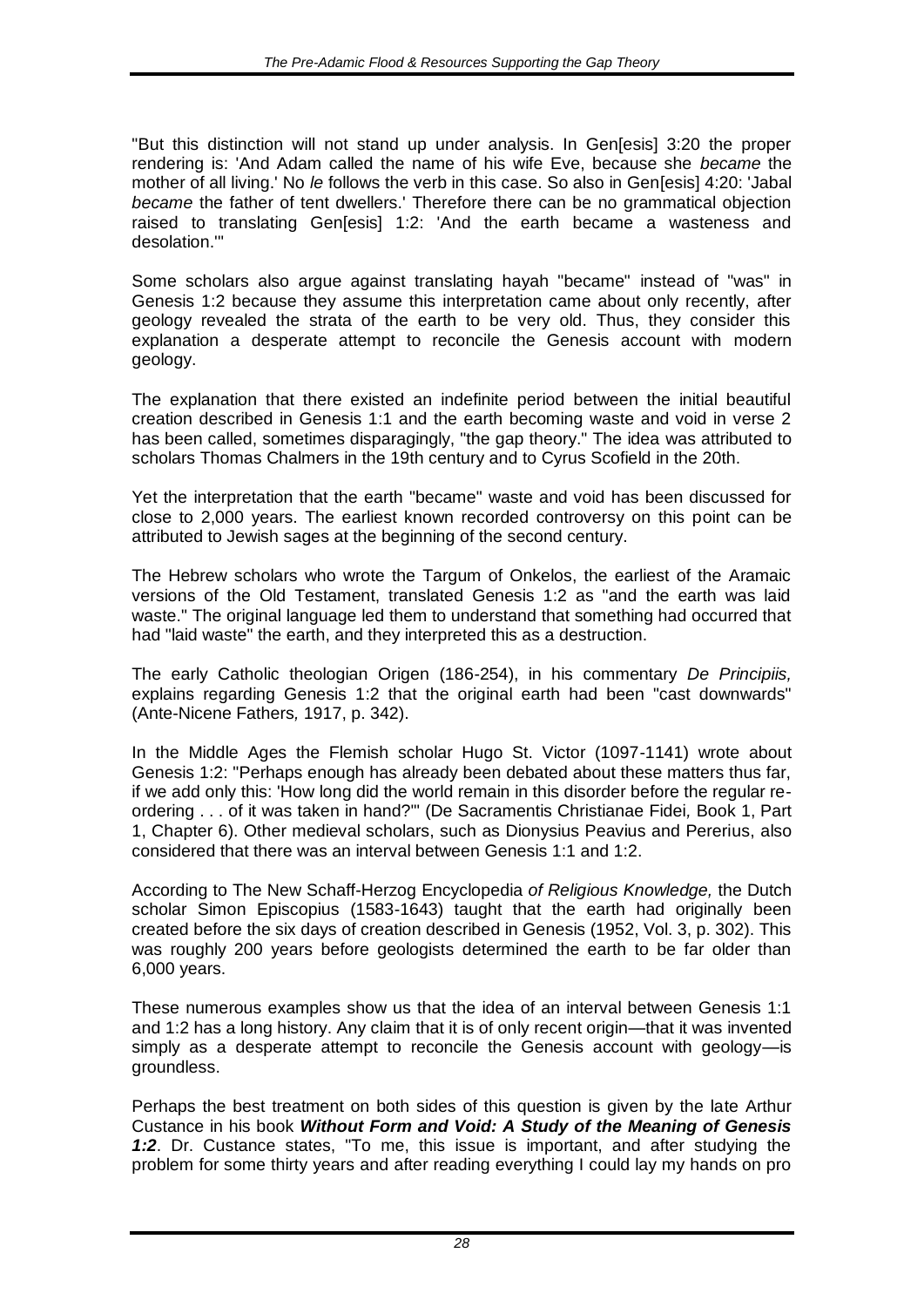"But this distinction will not stand up under analysis. In Gen[esis] 3:20 the proper rendering is: 'And Adam called the name of his wife Eve, because she *became* the mother of all living.' No *le* follows the verb in this case. So also in Gen[esis] 4:20: 'Jabal *became* the father of tent dwellers.' Therefore there can be no grammatical objection raised to translating Gen[esis] 1:2: 'And the earth became a wasteness and desolation.'"

Some scholars also argue against translating hayah "became" instead of "was" in Genesis 1:2 because they assume this interpretation came about only recently, after geology revealed the strata of the earth to be very old. Thus, they consider this explanation a desperate attempt to reconcile the Genesis account with modern geology.

The explanation that there existed an indefinite period between the initial beautiful creation described in Genesis 1:1 and the earth becoming waste and void in verse 2 has been called, sometimes disparagingly, "the gap theory." The idea was attributed to scholars Thomas Chalmers in the 19th century and to Cyrus Scofield in the 20th.

Yet the interpretation that the earth "became" waste and void has been discussed for close to 2,000 years. The earliest known recorded controversy on this point can be attributed to Jewish sages at the beginning of the second century.

The Hebrew scholars who wrote the Targum of Onkelos, the earliest of the Aramaic versions of the Old Testament, translated Genesis 1:2 as "and the earth was laid waste." The original language led them to understand that something had occurred that had "laid waste" the earth, and they interpreted this as a destruction.

The early Catholic theologian Origen (186-254), in his commentary *De Principiis,* explains regarding Genesis 1:2 that the original earth had been "cast downwards" (Ante-Nicene Fathers*,* 1917, p. 342).

In the Middle Ages the Flemish scholar Hugo St. Victor (1097-1141) wrote about Genesis 1:2: "Perhaps enough has already been debated about these matters thus far, if we add only this: 'How long did the world remain in this disorder before the regular re-ordering . . . of it was taken in hand?'" (De Sacramentis Christianae Fidei*,* Book 1, Part 1, Chapter 6). Other medieval scholars, such as Dionysius Peavius and Pererius, also considered that there was an interval between Genesis 1:1 and 1:2.

According to The New Schaff-Herzog Encyclopedia *of Religious Knowledge,* the Dutch scholar Simon Episcopius (1583-1643) taught that the earth had originally been created before the six days of creation described in Genesis (1952, Vol. 3, p. 302). This was roughly 200 years before geologists determined the earth to be far older than 6,000 years.

These numerous examples show us that the idea of an interval between Genesis 1:1 and 1:2 has a long history. Any claim that it is of only recent origin—that it was invented simply as a desperate attempt to reconcile the Genesis account with geology—is groundless.

Perhaps the best treatment on both sides of this question is given by the late Arthur Custance in his book ***Without Form and Void: A Study of the Meaning of Genesis 1:2***. Dr. Custance states, "To me, this issue is important, and after studying the problem for some thirty years and after reading everything I could lay my hands on pro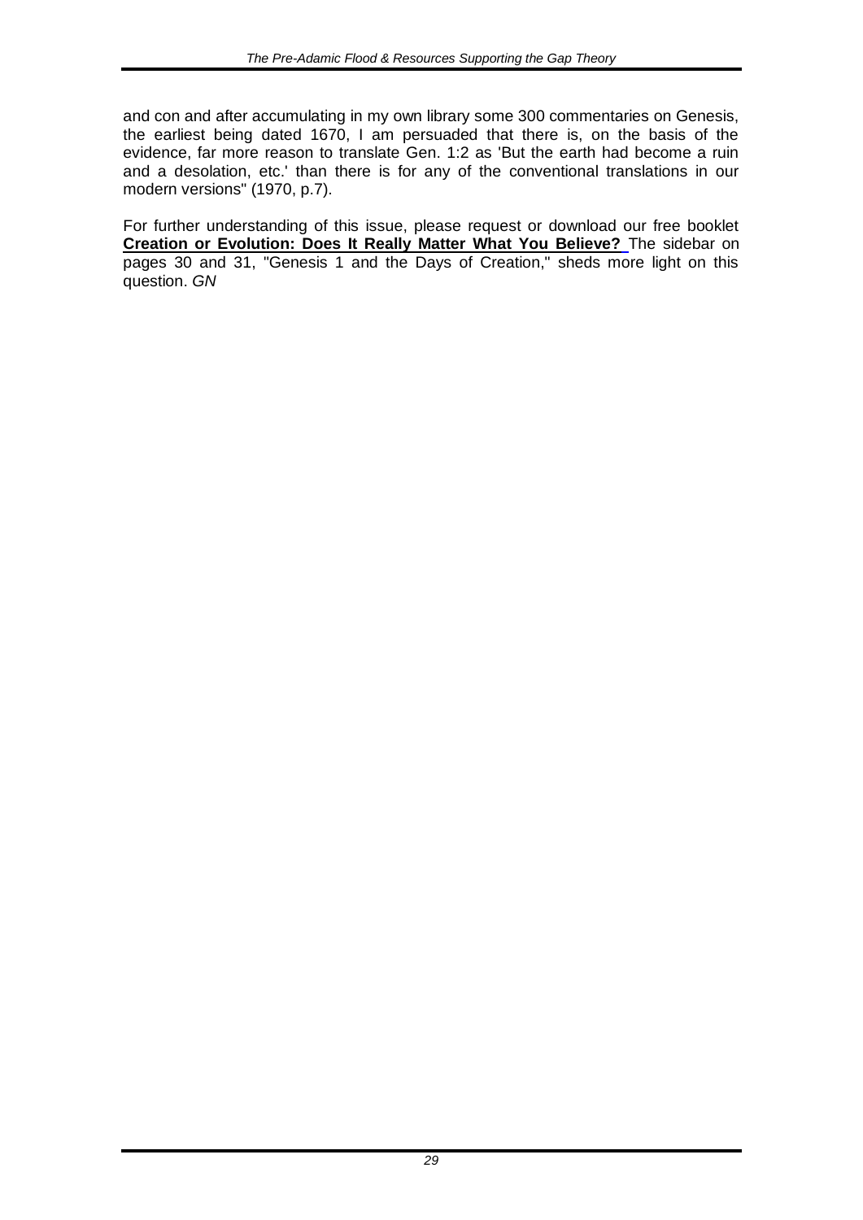and con and after accumulating in my own library some 300 commentaries on Genesis, the earliest being dated 1670, I am persuaded that there is, on the basis of the evidence, far more reason to translate Gen. 1:2 as 'But the earth had become a ruin and a desolation, etc.' than there is for any of the conventional translations in our modern versions" (1970, p.7).

For further understanding of this issue, please request or download our free booklet **Creation or Evolution: Does It Really Matter What You Believe?** The sidebar on pages 30 and 31, "Genesis 1 and the Days of Creation," sheds more light on this question. *GN*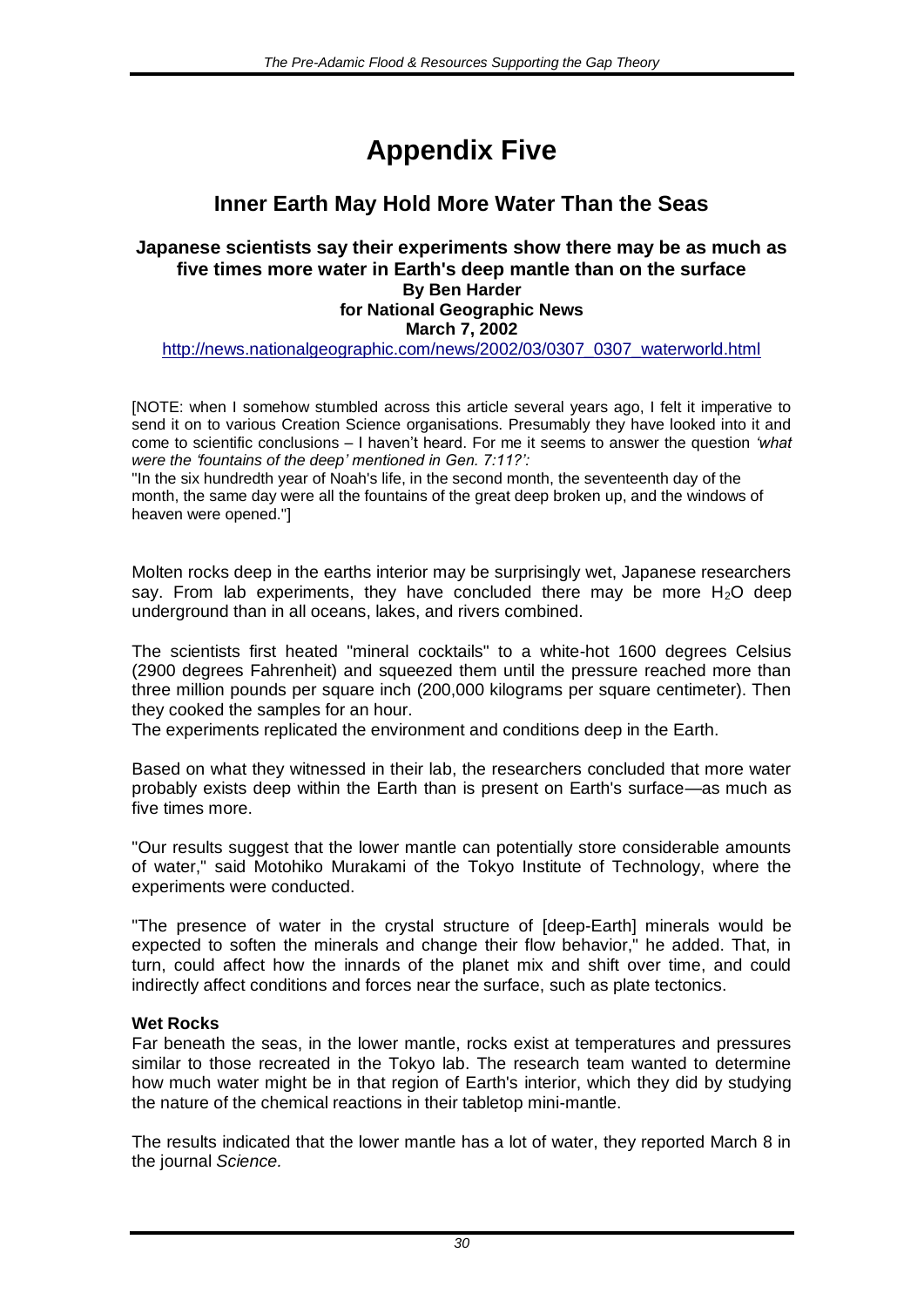# Appendix Five

## Inner Earth May Hold More Water Than the Seas

### Japanese scientists say their experiments show there may be as much as five times more water in Earth's deep mantle than on the surface

**By Ben Harder**
**for National Geographic News**
**March 7, 2002**

http://news.nationalgeographic.com/news/2002/03/0307_0307_waterworld.html

[NOTE: when I somehow stumbled across this article several years ago, I felt it imperative to send it on to various Creation Science organisations. Presumably they have looked into it and come to scientific conclusions – I haven't heard. For me it seems to answer the question *'what were the 'fountains of the deep' mentioned in Gen. 7:11?':*
"In the six hundredth year of Noah's life, in the second month, the seventeenth day of the month, the same day were all the fountains of the great deep broken up, and the windows of heaven were opened."]

Molten rocks deep in the earths interior may be surprisingly wet, Japanese researchers say. From lab experiments, they have concluded there may be more $H_2O$ deep underground than in all oceans, lakes, and rivers combined.

The scientists first heated "mineral cocktails" to a white-hot 1600 degrees Celsius (2900 degrees Fahrenheit) and squeezed them until the pressure reached more than three million pounds per square inch (200,000 kilograms per square centimeter). Then they cooked the samples for an hour.
The experiments replicated the environment and conditions deep in the Earth.

Based on what they witnessed in their lab, the researchers concluded that more water probably exists deep within the Earth than is present on Earth's surface—as much as five times more.

"Our results suggest that the lower mantle can potentially store considerable amounts of water," said Motohiko Murakami of the Tokyo Institute of Technology, where the experiments were conducted.

"The presence of water in the crystal structure of [deep-Earth] minerals would be expected to soften the minerals and change their flow behavior," he added. That, in turn, could affect how the innards of the planet mix and shift over time, and could indirectly affect conditions and forces near the surface, such as plate tectonics.

**Wet Rocks**
Far beneath the seas, in the lower mantle, rocks exist at temperatures and pressures similar to those recreated in the Tokyo lab. The research team wanted to determine how much water might be in that region of Earth's interior, which they did by studying the nature of the chemical reactions in their tabletop mini-mantle.

The results indicated that the lower mantle has a lot of water, they reported March 8 in the journal *Science.*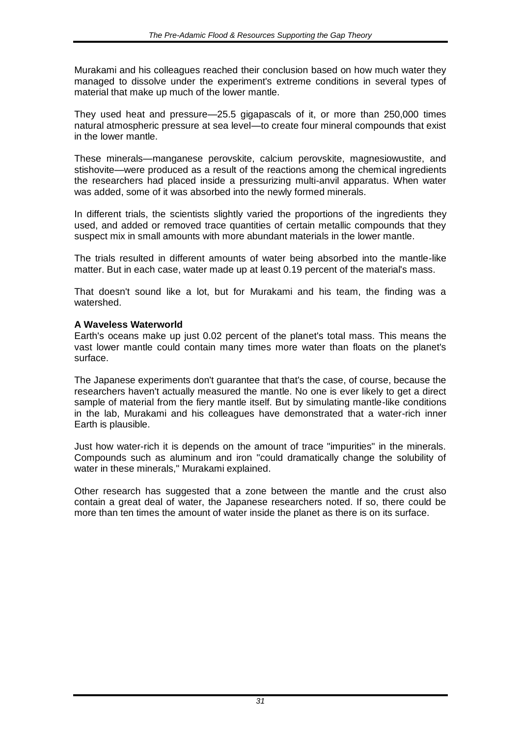Murakami and his colleagues reached their conclusion based on how much water they managed to dissolve under the experiment's extreme conditions in several types of material that make up much of the lower mantle.

They used heat and pressure—25.5 gigapascals of it, or more than 250,000 times natural atmospheric pressure at sea level—to create four mineral compounds that exist in the lower mantle.

These minerals—manganese perovskite, calcium perovskite, magnesiowustite, and stishovite—were produced as a result of the reactions among the chemical ingredients the researchers had placed inside a pressurizing multi-anvil apparatus. When water was added, some of it was absorbed into the newly formed minerals.

In different trials, the scientists slightly varied the proportions of the ingredients they used, and added or removed trace quantities of certain metallic compounds that they suspect mix in small amounts with more abundant materials in the lower mantle.

The trials resulted in different amounts of water being absorbed into the mantle-like matter. But in each case, water made up at least 0.19 percent of the material's mass.

That doesn't sound like a lot, but for Murakami and his team, the finding was a watershed.

**A Waveless Waterworld**

Earth's oceans make up just 0.02 percent of the planet's total mass. This means the vast lower mantle could contain many times more water than floats on the planet's surface.

The Japanese experiments don't guarantee that that's the case, of course, because the researchers haven't actually measured the mantle. No one is ever likely to get a direct sample of material from the fiery mantle itself. But by simulating mantle-like conditions in the lab, Murakami and his colleagues have demonstrated that a water-rich inner Earth is plausible.

Just how water-rich it is depends on the amount of trace "impurities" in the minerals. Compounds such as aluminum and iron "could dramatically change the solubility of water in these minerals," Murakami explained.

Other research has suggested that a zone between the mantle and the crust also contain a great deal of water, the Japanese researchers noted. If so, there could be more than ten times the amount of water inside the planet as there is on its surface.